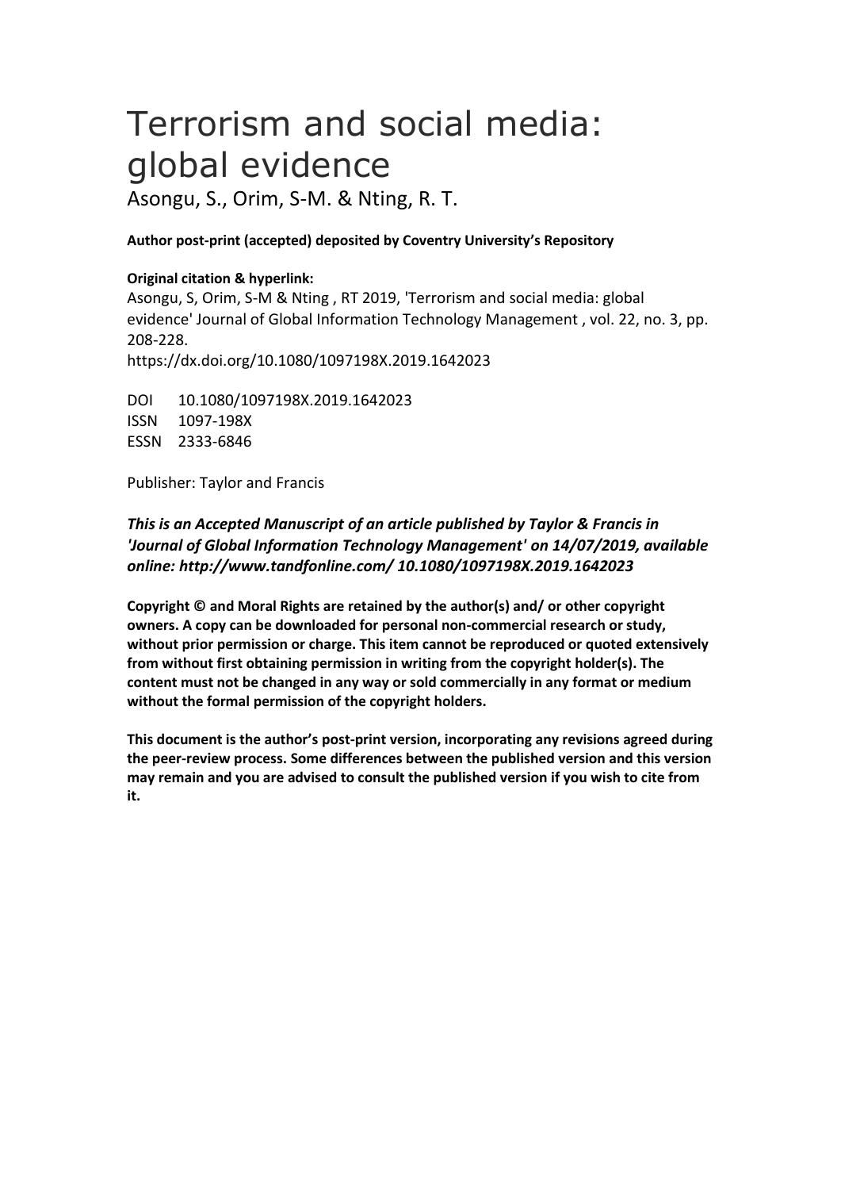# Terrorism and social media: global evidence

Asongu, S., Orim, S-M. & Nting, R. T.

**Author post-print (accepted) deposited by Coventry University's Repository**

**Original citation & hyperlink:**

Asongu, S, Orim, S-M & Nting , RT 2019, 'Terrorism and social media: global evidence' Journal of Global Information Technology Management , vol. 22, no. 3, pp. 208-228.

https://dx.doi.org/10.1080/1097198X.2019.1642023

DOI 10.1080/1097198X.2019.1642023

ISSN 1097-198X

ESSN 2333-6846

Publisher: Taylor and Francis

***This is an Accepted Manuscript of an article published by Taylor & Francis in 'Journal of Global Information Technology Management' on 14/07/2019, available online: http://www.tandfonline.com/ 10.1080/1097198X.2019.1642023***

**Copyright © and Moral Rights are retained by the author(s) and/ or other copyright owners. A copy can be downloaded for personal non-commercial research or study, without prior permission or charge. This item cannot be reproduced or quoted extensively from without first obtaining permission in writing from the copyright holder(s). The content must not be changed in any way or sold commercially in any format or medium without the formal permission of the copyright holders.**

**This document is the author's post-print version, incorporating any revisions agreed during the peer-review process. Some differences between the published version and this version may remain and you are advised to consult the published version if you wish to cite from it.**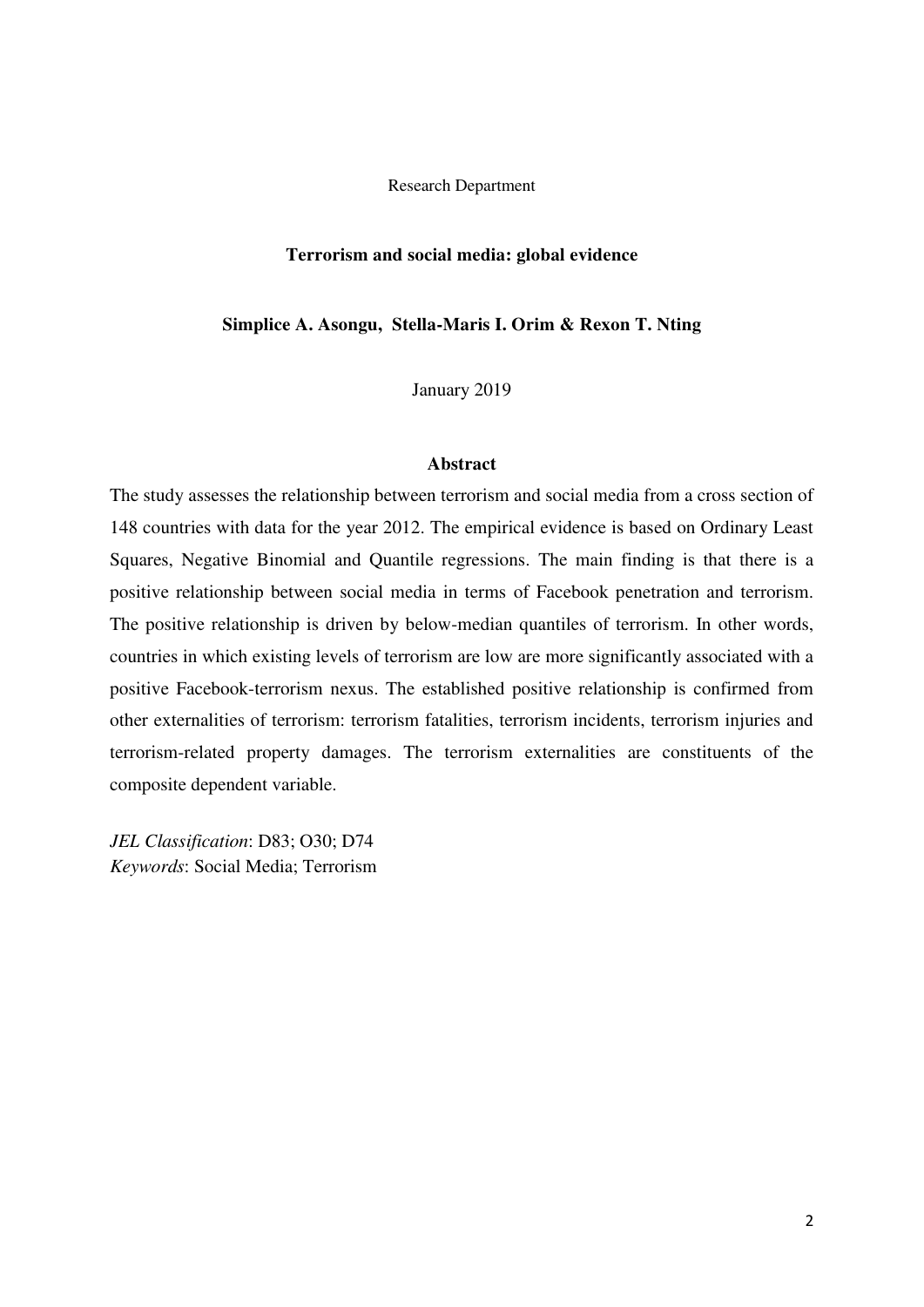Research Department

**Terrorism and social media: global evidence**

**Simplice A. Asongu, Stella-Maris I. Orim & Rexon T. Nting**

January 2019

**Abstract**

The study assesses the relationship between terrorism and social media from a cross section of 148 countries with data for the year 2012. The empirical evidence is based on Ordinary Least Squares, Negative Binomial and Quantile regressions. The main finding is that there is a positive relationship between social media in terms of Facebook penetration and terrorism. The positive relationship is driven by below-median quantiles of terrorism. In other words, countries in which existing levels of terrorism are low are more significantly associated with a positive Facebook-terrorism nexus. The established positive relationship is confirmed from other externalities of terrorism: terrorism fatalities, terrorism incidents, terrorism injuries and terrorism-related property damages. The terrorism externalities are constituents of the composite dependent variable.

*JEL Classification*: D83; O30; D74
*Keywords*: Social Media; Terrorism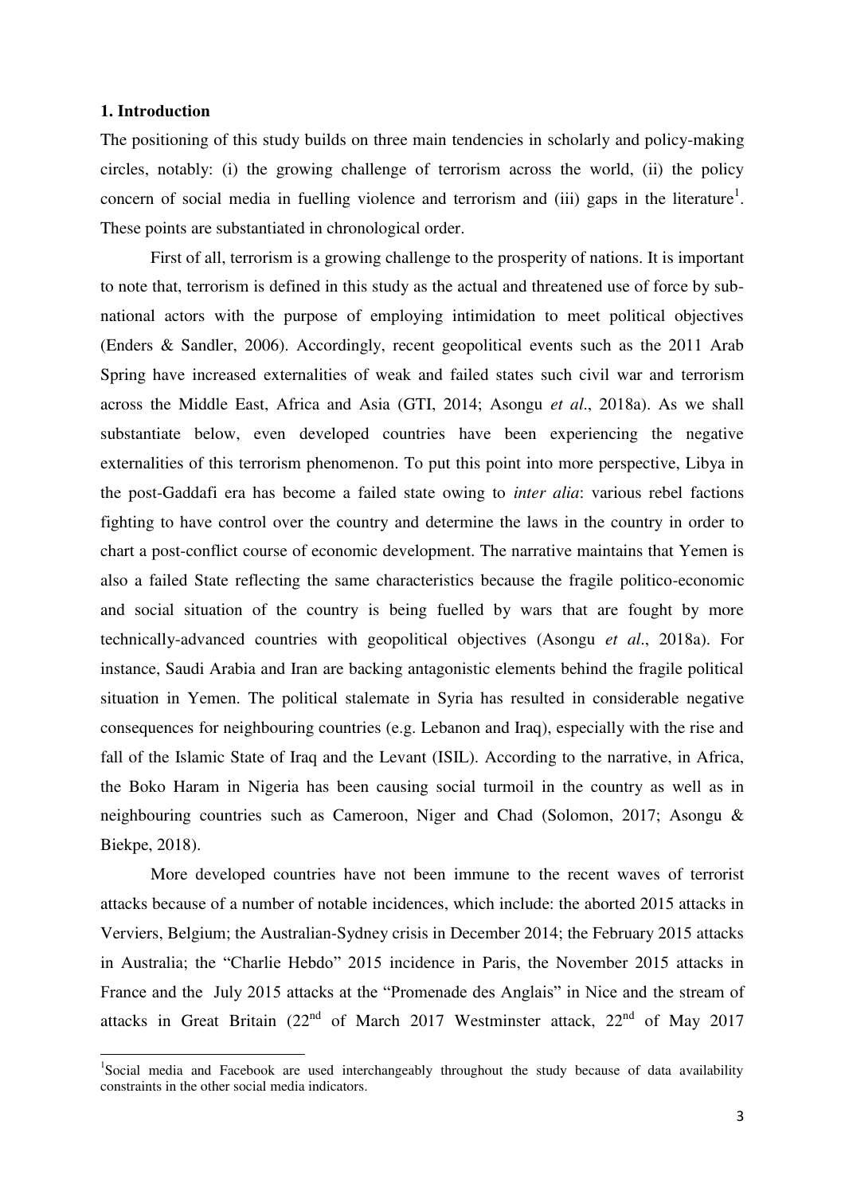## 1. Introduction

The positioning of this study builds on three main tendencies in scholarly and policy-making circles, notably: (i) the growing challenge of terrorism across the world, (ii) the policy concern of social media in fuelling violence and terrorism and (iii) gaps in the literature[1]. These points are substantiated in chronological order.

First of all, terrorism is a growing challenge to the prosperity of nations. It is important to note that, terrorism is defined in this study as the actual and threatened use of force by sub-national actors with the purpose of employing intimidation to meet political objectives (Enders & Sandler, 2006). Accordingly, recent geopolitical events such as the 2011 Arab Spring have increased externalities of weak and failed states such civil war and terrorism across the Middle East, Africa and Asia (GTI, 2014; Asongu *et al*., 2018a). As we shall substantiate below, even developed countries have been experiencing the negative externalities of this terrorism phenomenon. To put this point into more perspective, Libya in the post-Gaddafi era has become a failed state owing to *inter alia*: various rebel factions fighting to have control over the country and determine the laws in the country in order to chart a post-conflict course of economic development. The narrative maintains that Yemen is also a failed State reflecting the same characteristics because the fragile politico-economic and social situation of the country is being fuelled by wars that are fought by more technically-advanced countries with geopolitical objectives (Asongu *et al*., 2018a). For instance, Saudi Arabia and Iran are backing antagonistic elements behind the fragile political situation in Yemen. The political stalemate in Syria has resulted in considerable negative consequences for neighbouring countries (e.g. Lebanon and Iraq), especially with the rise and fall of the Islamic State of Iraq and the Levant (ISIL). According to the narrative, in Africa, the Boko Haram in Nigeria has been causing social turmoil in the country as well as in neighbouring countries such as Cameroon, Niger and Chad (Solomon, 2017; Asongu & Biekpe, 2018).

More developed countries have not been immune to the recent waves of terrorist attacks because of a number of notable incidences, which include: the aborted 2015 attacks in Verviers, Belgium; the Australian-Sydney crisis in December 2014; the February 2015 attacks in Australia; the "Charlie Hebdo" 2015 incidence in Paris, the November 2015 attacks in France and the July 2015 attacks at the "Promenade des Anglais" in Nice and the stream of attacks in Great Britain (22nd of March 2017 Westminster attack, 22nd of May 2017

---

[1] Social media and Facebook are used interchangeably throughout the study because of data availability constraints in the other social media indicators.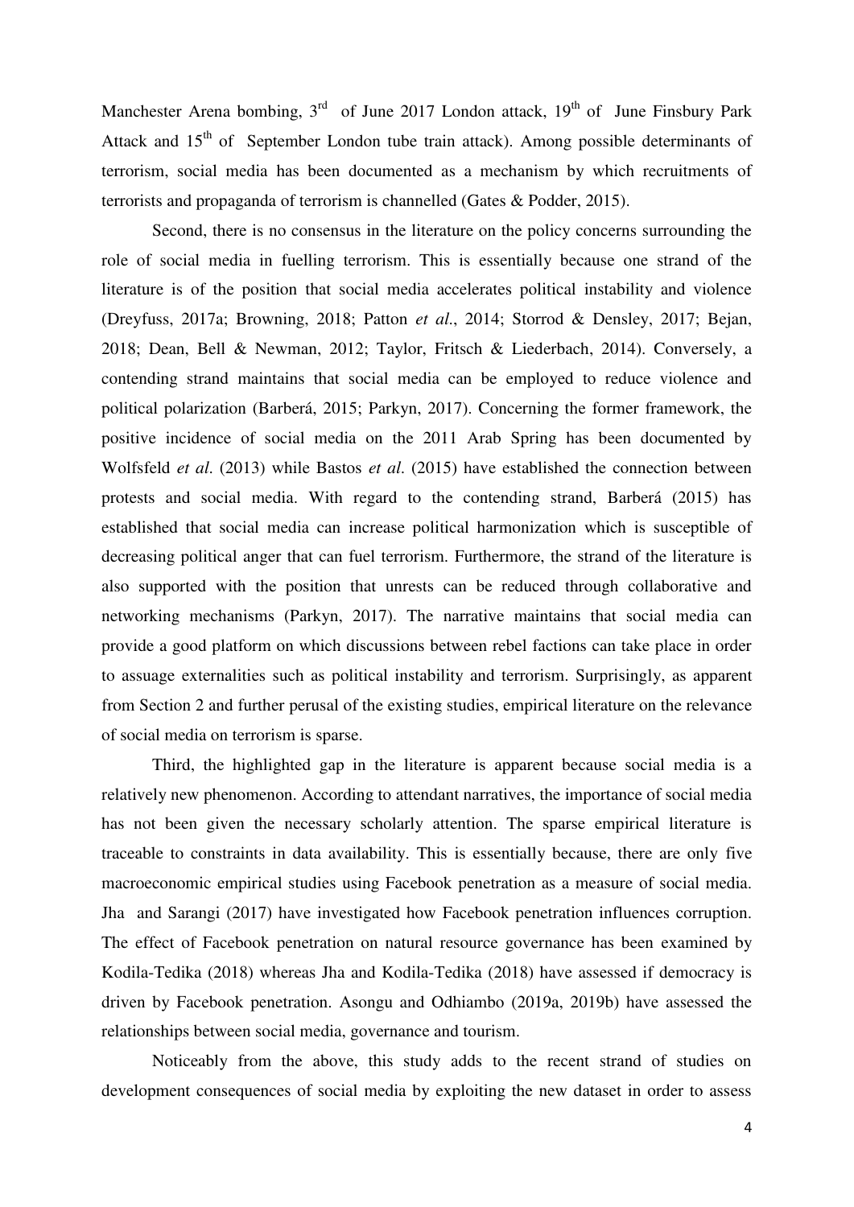Manchester Arena bombing, 3rd of June 2017 London attack, 19th of June Finsbury Park Attack and 15th of September London tube train attack). Among possible determinants of terrorism, social media has been documented as a mechanism by which recruitments of terrorists and propaganda of terrorism is channelled (Gates & Podder, 2015).

Second, there is no consensus in the literature on the policy concerns surrounding the role of social media in fuelling terrorism. This is essentially because one strand of the literature is of the position that social media accelerates political instability and violence (Dreyfuss, 2017a; Browning, 2018; Patton *et al.*, 2014; Storrod & Densley, 2017; Bejan, 2018; Dean, Bell & Newman, 2012; Taylor, Fritsch & Liederbach, 2014). Conversely, a contending strand maintains that social media can be employed to reduce violence and political polarization (Barberá, 2015; Parkyn, 2017). Concerning the former framework, the positive incidence of social media on the 2011 Arab Spring has been documented by Wolfsfeld *et al*. (2013) while Bastos *et al*. (2015) have established the connection between protests and social media. With regard to the contending strand, Barberá (2015) has established that social media can increase political harmonization which is susceptible of decreasing political anger that can fuel terrorism. Furthermore, the strand of the literature is also supported with the position that unrests can be reduced through collaborative and networking mechanisms (Parkyn, 2017). The narrative maintains that social media can provide a good platform on which discussions between rebel factions can take place in order to assuage externalities such as political instability and terrorism. Surprisingly, as apparent from Section 2 and further perusal of the existing studies, empirical literature on the relevance of social media on terrorism is sparse.

Third, the highlighted gap in the literature is apparent because social media is a relatively new phenomenon. According to attendant narratives, the importance of social media has not been given the necessary scholarly attention. The sparse empirical literature is traceable to constraints in data availability. This is essentially because, there are only five macroeconomic empirical studies using Facebook penetration as a measure of social media. Jha and Sarangi (2017) have investigated how Facebook penetration influences corruption. The effect of Facebook penetration on natural resource governance has been examined by Kodila-Tedika (2018) whereas Jha and Kodila-Tedika (2018) have assessed if democracy is driven by Facebook penetration. Asongu and Odhiambo (2019a, 2019b) have assessed the relationships between social media, governance and tourism.

Noticeably from the above, this study adds to the recent strand of studies on development consequences of social media by exploiting the new dataset in order to assess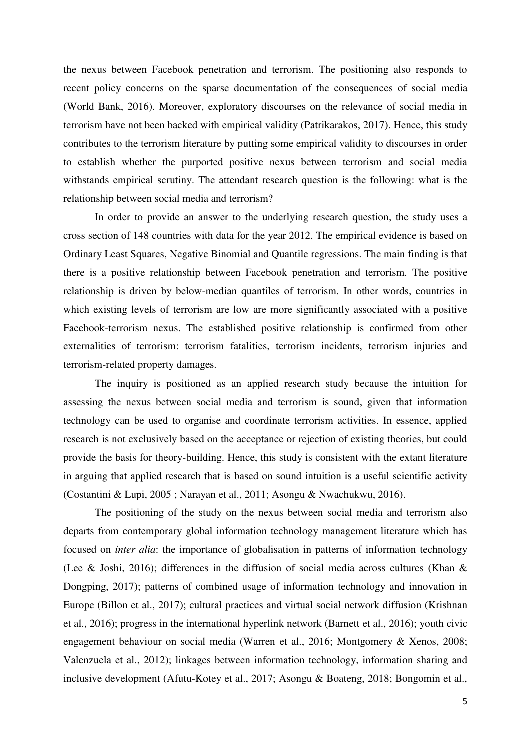the nexus between Facebook penetration and terrorism. The positioning also responds to recent policy concerns on the sparse documentation of the consequences of social media (World Bank, 2016). Moreover, exploratory discourses on the relevance of social media in terrorism have not been backed with empirical validity (Patrikarakos, 2017). Hence, this study contributes to the terrorism literature by putting some empirical validity to discourses in order to establish whether the purported positive nexus between terrorism and social media withstands empirical scrutiny. The attendant research question is the following: what is the relationship between social media and terrorism?

In order to provide an answer to the underlying research question, the study uses a cross section of 148 countries with data for the year 2012. The empirical evidence is based on Ordinary Least Squares, Negative Binomial and Quantile regressions. The main finding is that there is a positive relationship between Facebook penetration and terrorism. The positive relationship is driven by below-median quantiles of terrorism. In other words, countries in which existing levels of terrorism are low are more significantly associated with a positive Facebook-terrorism nexus. The established positive relationship is confirmed from other externalities of terrorism: terrorism fatalities, terrorism incidents, terrorism injuries and terrorism-related property damages.

The inquiry is positioned as an applied research study because the intuition for assessing the nexus between social media and terrorism is sound, given that information technology can be used to organise and coordinate terrorism activities. In essence, applied research is not exclusively based on the acceptance or rejection of existing theories, but could provide the basis for theory-building. Hence, this study is consistent with the extant literature in arguing that applied research that is based on sound intuition is a useful scientific activity (Costantini & Lupi, 2005 ; Narayan et al., 2011; Asongu & Nwachukwu, 2016).

The positioning of the study on the nexus between social media and terrorism also departs from contemporary global information technology management literature which has focused on *inter alia*: the importance of globalisation in patterns of information technology (Lee & Joshi, 2016); differences in the diffusion of social media across cultures (Khan & Dongping, 2017); patterns of combined usage of information technology and innovation in Europe (Billon et al., 2017); cultural practices and virtual social network diffusion (Krishnan et al., 2016); progress in the international hyperlink network (Barnett et al., 2016); youth civic engagement behaviour on social media (Warren et al., 2016; Montgomery & Xenos, 2008; Valenzuela et al., 2012); linkages between information technology, information sharing and inclusive development (Afutu-Kotey et al., 2017; Asongu & Boateng, 2018; Bongomin et al.,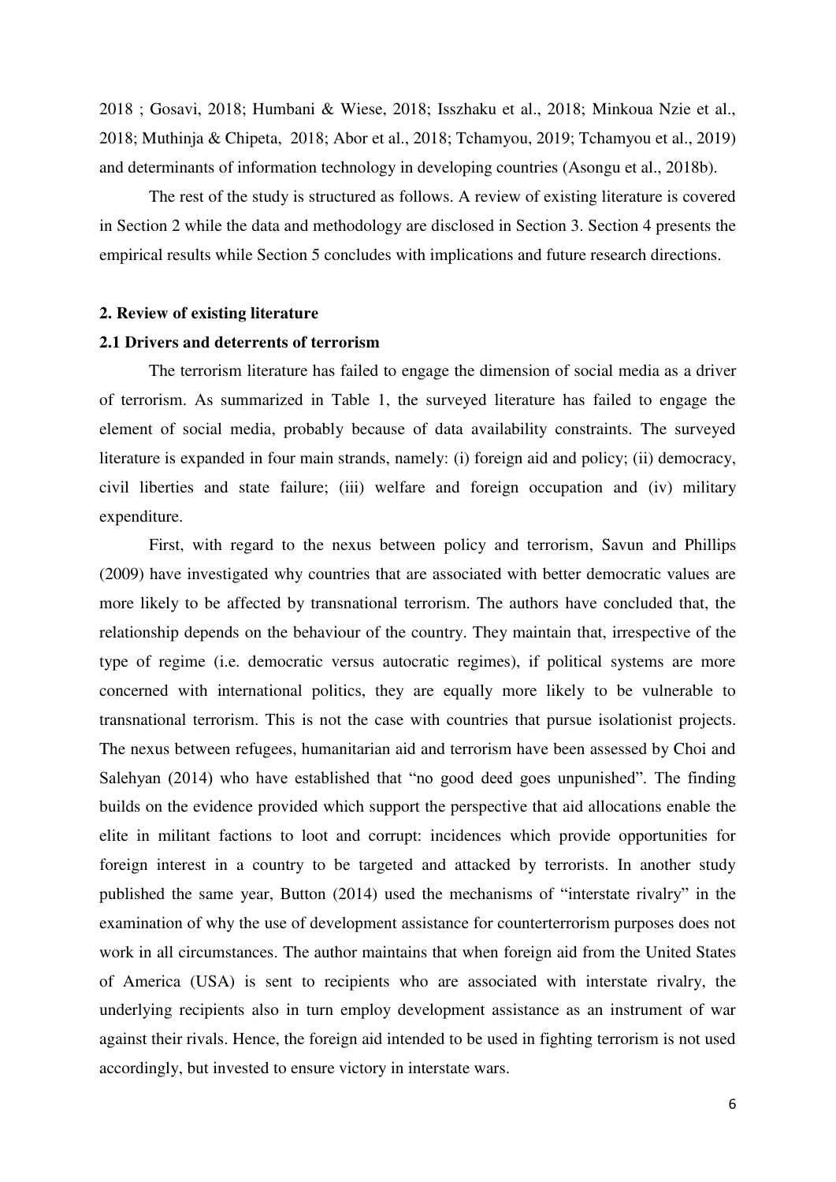2018 ; Gosavi, 2018; Humbani & Wiese, 2018; Isszhaku et al., 2018; Minkoua Nzie et al., 2018; Muthinja & Chipeta, 2018; Abor et al., 2018; Tchamyou, 2019; Tchamyou et al., 2019) and determinants of information technology in developing countries (Asongu et al., 2018b).

The rest of the study is structured as follows. A review of existing literature is covered in Section 2 while the data and methodology are disclosed in Section 3. Section 4 presents the empirical results while Section 5 concludes with implications and future research directions.

## 2. Review of existing literature

### 2.1 Drivers and deterrents of terrorism

The terrorism literature has failed to engage the dimension of social media as a driver of terrorism. As summarized in Table 1, the surveyed literature has failed to engage the element of social media, probably because of data availability constraints. The surveyed literature is expanded in four main strands, namely: (i) foreign aid and policy; (ii) democracy, civil liberties and state failure; (iii) welfare and foreign occupation and (iv) military expenditure.

First, with regard to the nexus between policy and terrorism, Savun and Phillips (2009) have investigated why countries that are associated with better democratic values are more likely to be affected by transnational terrorism. The authors have concluded that, the relationship depends on the behaviour of the country. They maintain that, irrespective of the type of regime (i.e. democratic versus autocratic regimes), if political systems are more concerned with international politics, they are equally more likely to be vulnerable to transnational terrorism. This is not the case with countries that pursue isolationist projects. The nexus between refugees, humanitarian aid and terrorism have been assessed by Choi and Salehyan (2014) who have established that "no good deed goes unpunished". The finding builds on the evidence provided which support the perspective that aid allocations enable the elite in militant factions to loot and corrupt: incidences which provide opportunities for foreign interest in a country to be targeted and attacked by terrorists. In another study published the same year, Button (2014) used the mechanisms of "interstate rivalry" in the examination of why the use of development assistance for counterterrorism purposes does not work in all circumstances. The author maintains that when foreign aid from the United States of America (USA) is sent to recipients who are associated with interstate rivalry, the underlying recipients also in turn employ development assistance as an instrument of war against their rivals. Hence, the foreign aid intended to be used in fighting terrorism is not used accordingly, but invested to ensure victory in interstate wars.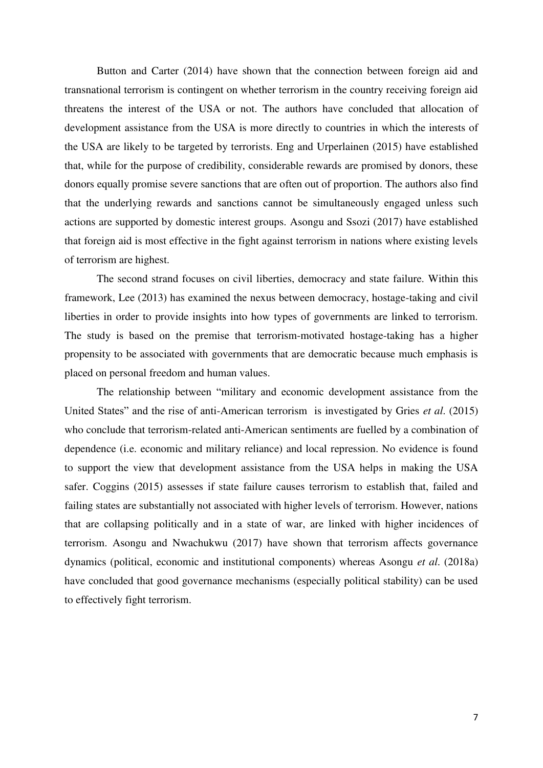Button and Carter (2014) have shown that the connection between foreign aid and transnational terrorism is contingent on whether terrorism in the country receiving foreign aid threatens the interest of the USA or not. The authors have concluded that allocation of development assistance from the USA is more directly to countries in which the interests of the USA are likely to be targeted by terrorists. Eng and Urperlainen (2015) have established that, while for the purpose of credibility, considerable rewards are promised by donors, these donors equally promise severe sanctions that are often out of proportion. The authors also find that the underlying rewards and sanctions cannot be simultaneously engaged unless such actions are supported by domestic interest groups. Asongu and Ssozi (2017) have established that foreign aid is most effective in the fight against terrorism in nations where existing levels of terrorism are highest.

The second strand focuses on civil liberties, democracy and state failure. Within this framework, Lee (2013) has examined the nexus between democracy, hostage-taking and civil liberties in order to provide insights into how types of governments are linked to terrorism. The study is based on the premise that terrorism-motivated hostage-taking has a higher propensity to be associated with governments that are democratic because much emphasis is placed on personal freedom and human values.

The relationship between "military and economic development assistance from the United States" and the rise of anti-American terrorism is investigated by Gries *et al*. (2015) who conclude that terrorism-related anti-American sentiments are fuelled by a combination of dependence (i.e. economic and military reliance) and local repression. No evidence is found to support the view that development assistance from the USA helps in making the USA safer. Coggins (2015) assesses if state failure causes terrorism to establish that, failed and failing states are substantially not associated with higher levels of terrorism. However, nations that are collapsing politically and in a state of war, are linked with higher incidences of terrorism. Asongu and Nwachukwu (2017) have shown that terrorism affects governance dynamics (political, economic and institutional components) whereas Asongu *et al*. (2018a) have concluded that good governance mechanisms (especially political stability) can be used to effectively fight terrorism.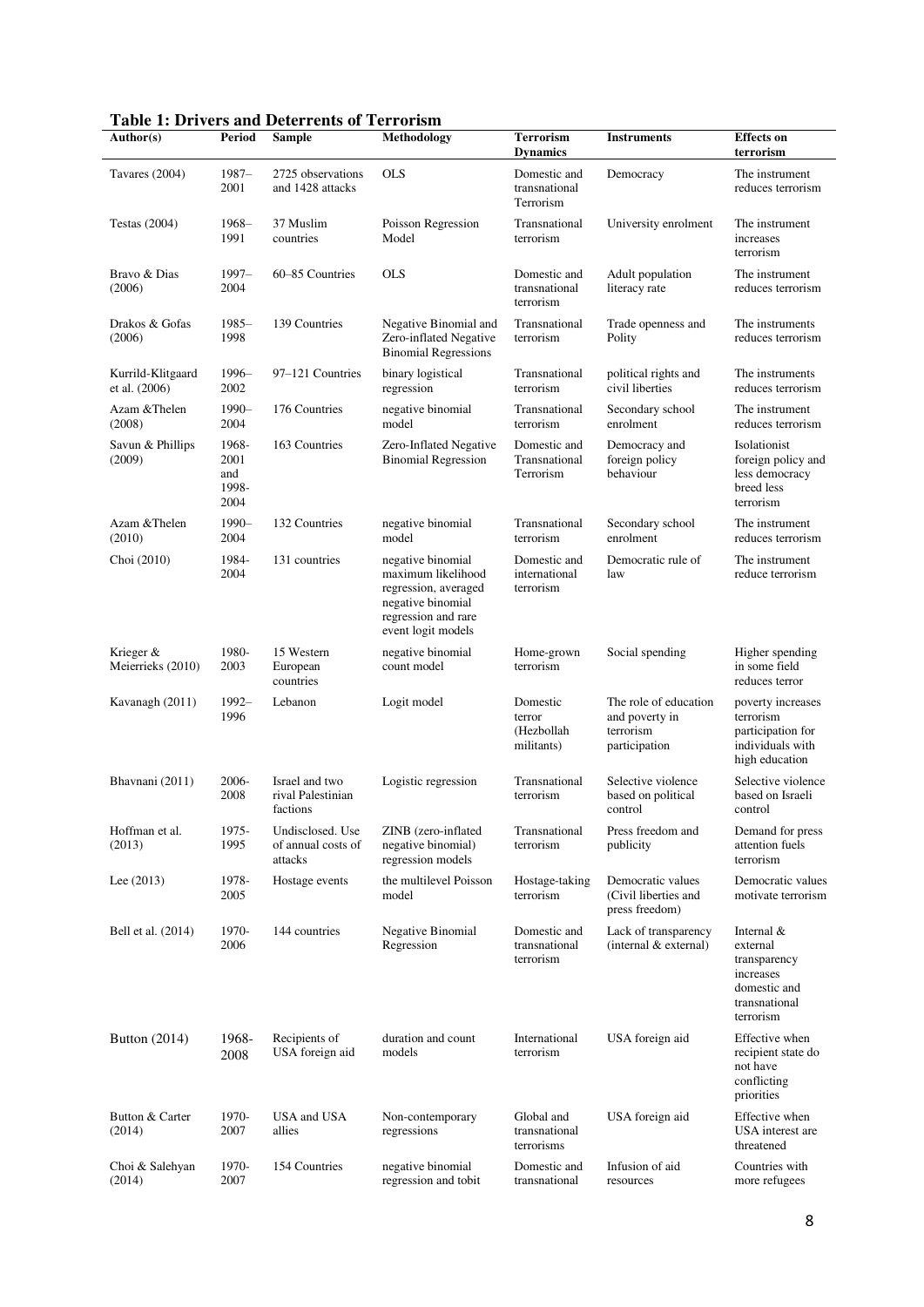**Table 1: Drivers and Deterrents of Terrorism**

| Author(s) | Period | Sample | Methodology | Terrorism Dynamics | Instruments | Effects on terrorism |
|---|---|---|---|---|---|---|
| Tavares (2004) | 1987–2001 | 2725 observations and 1428 attacks | OLS | Domestic and transnational Terrorism | Democracy | The instrument reduces terrorism |
| Testas (2004) | 1968–1991 | 37 Muslim countries | Poisson Regression Model | Transnational terrorism | University enrolment | The instrument increases terrorism |
| Bravo & Dias (2006) | 1997–2004 | 60–85 Countries | OLS | Domestic and transnational terrorism | Adult population literacy rate | The instrument reduces terrorism |
| Drakos & Gofas (2006) | 1985–1998 | 139 Countries | Negative Binomial and Zero-inflated Negative Binomial Regressions | Transnational terrorism | Trade openness and Polity | The instruments reduces terrorism |
| Kurrild-Klitgaard et al. (2006) | 1996–2002 | 97–121 Countries | binary logistical regression | Transnational terrorism | political rights and civil liberties | The instruments reduces terrorism |
| Azam &Thelen (2008) | 1990–2004 | 176 Countries | negative binomial model | Transnational terrorism | Secondary school enrolment | The instrument reduces terrorism |
| Savun & Phillips (2009) | 1968-2001 and 1998-2004 | 163 Countries | Zero-Inflated Negative Binomial Regression | Domestic and Transnational Terrorism | Democracy and foreign policy behaviour | Isolationist foreign policy and less democracy breed less terrorism |
| Azam &Thelen (2010) | 1990–2004 | 132 Countries | negative binomial model | Transnational terrorism | Secondary school enrolment | The instrument reduces terrorism |
| Choi (2010) | 1984-2004 | 131 countries | negative binomial maximum likelihood regression, averaged negative binomial regression and rare event logit models | Domestic and international terrorism | Democratic rule of law | The instrument reduce terrorism |
| Krieger & Meierrieks (2010) | 1980-2003 | 15 Western European countries | negative binomial count model | Home-grown terrorism | Social spending | Higher spending in some field reduces terror |
| Kavanagh (2011) | 1992–1996 | Lebanon | Logit model | Domestic terror (Hezbollah militants) | The role of education and poverty in terrorism participation | poverty increases terrorism participation for individuals with high education |
| Bhavnani (2011) | 2006-2008 | Israel and two rival Palestinian factions | Logistic regression | Transnational terrorism | Selective violence based on political control | Selective violence based on Israeli control |
| Hoffman et al. (2013) | 1975-1995 | Undisclosed. Use of annual costs of attacks | ZINB (zero-inflated negative binomial) regression models | Transnational terrorism | Press freedom and publicity | Demand for press attention fuels terrorism |
| Lee (2013) | 1978-2005 | Hostage events | the multilevel Poisson model | Hostage-taking terrorism | Democratic values (Civil liberties and press freedom) | Democratic values motivate terrorism |
| Bell et al. (2014) | 1970-2006 | 144 countries | Negative Binomial Regression | Domestic and transnational terrorism | Lack of transparency (internal & external) | Internal & external transparency increases domestic and transnational terrorism |
| Button (2014) | 1968-2008 | Recipients of USA foreign aid | duration and count models | International terrorism | USA foreign aid | Effective when recipient state do not have conflicting priorities |
| Button & Carter (2014) | 1970-2007 | USA and USA allies | Non-contemporary regressions | Global and transnational terrorisms | USA foreign aid | Effective when USA interest are threatened |
| Choi & Salehyan (2014) | 1970-2007 | 154 Countries | negative binomial regression and tobit | Domestic and transnational | Infusion of aid resources | Countries with more refugees |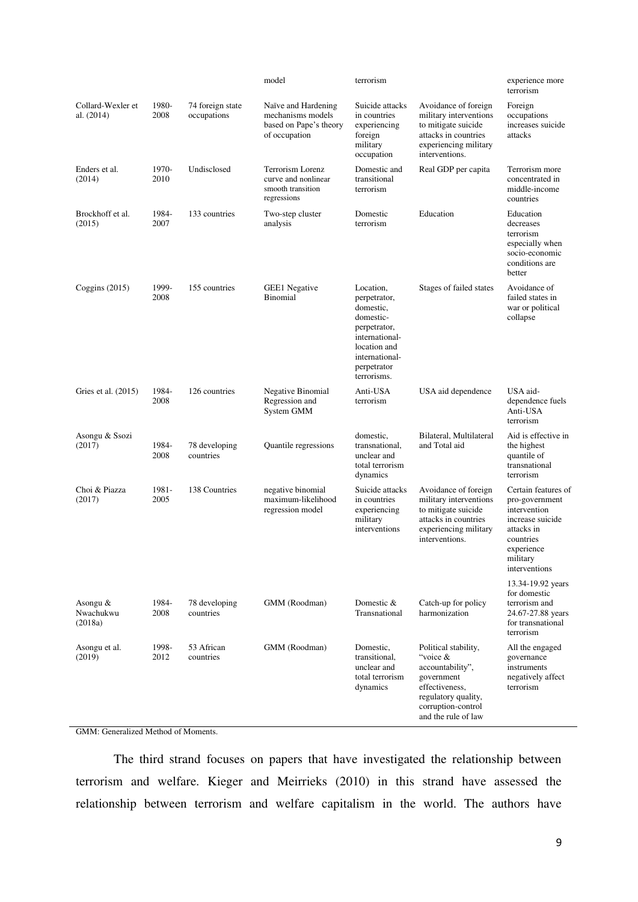| | | | model | terrorism | | experience more terrorism |
|---|---|---|---|---|---|---|
| Collard-Wexler et al. (2014) | 1980-2008 | 74 foreign state occupations | Naïve and Hardening mechanisms models based on Pape's theory of occupation | Suicide attacks in countries experiencing foreign military occupation | Avoidance of foreign military interventions to mitigate suicide attacks in countries experiencing military interventions. | Foreign occupations increases suicide attacks |
| Enders et al. (2014) | 1970-2010 | Undisclosed | Terrorism Lorenz curve and nonlinear smooth transition regressions | Domestic and transitional terrorism | Real GDP per capita | Terrorism more concentrated in middle-income countries |
| Brockhoff et al. (2015) | 1984-2007 | 133 countries | Two-step cluster analysis | Domestic terrorism | Education | Education decreases terrorism especially when socio-economic conditions are better |
| Coggins (2015) | 1999-2008 | 155 countries | GEE1 Negative Binomial | Location, perpetrator, domestic, domestic-perpetrator, international-location and international-perpetrator terrorisms. | Stages of failed states | Avoidance of failed states in war or political collapse |
| Gries et al. (2015) | 1984-2008 | 126 countries | Negative Binomial Regression and System GMM | Anti-USA terrorism | USA aid dependence | USA aid-dependence fuels Anti-USA terrorism |
| Asongu & Ssozi (2017) | 1984-2008 | 78 developing countries | Quantile regressions | domestic, transnational, unclear and total terrorism dynamics | Bilateral, Multilateral and Total aid | Aid is effective in the highest quantile of transnational terrorism |
| Choi & Piazza (2017) | 1981-2005 | 138 Countries | negative binomial maximum-likelihood regression model | Suicide attacks in countries experiencing military interventions | Avoidance of foreign military interventions to mitigate suicide attacks in countries experiencing military interventions. | Certain features of pro-government intervention increase suicide attacks in countries experience military interventions |
| Asongu & Nwachukwu (2018a) | 1984-2008 | 78 developing countries | GMM (Roodman) | Domestic & Transnational | Catch-up for policy harmonization | 13.34-19.92 years for domestic terrorism and 24.67-27.88 years for transnational terrorism |
| Asongu et al. (2019) | 1998-2012 | 53 African countries | GMM (Roodman) | Domestic, transitional, unclear and total terrorism dynamics | Political stability, "voice & accountability", government effectiveness, regulatory quality, corruption-control and the rule of law | All the engaged governance instruments negatively affect terrorism |

GMM: Generalized Method of Moments.

The third strand focuses on papers that have investigated the relationship between terrorism and welfare. Kieger and Meirrieks (2010) in this strand have assessed the relationship between terrorism and welfare capitalism in the world. The authors have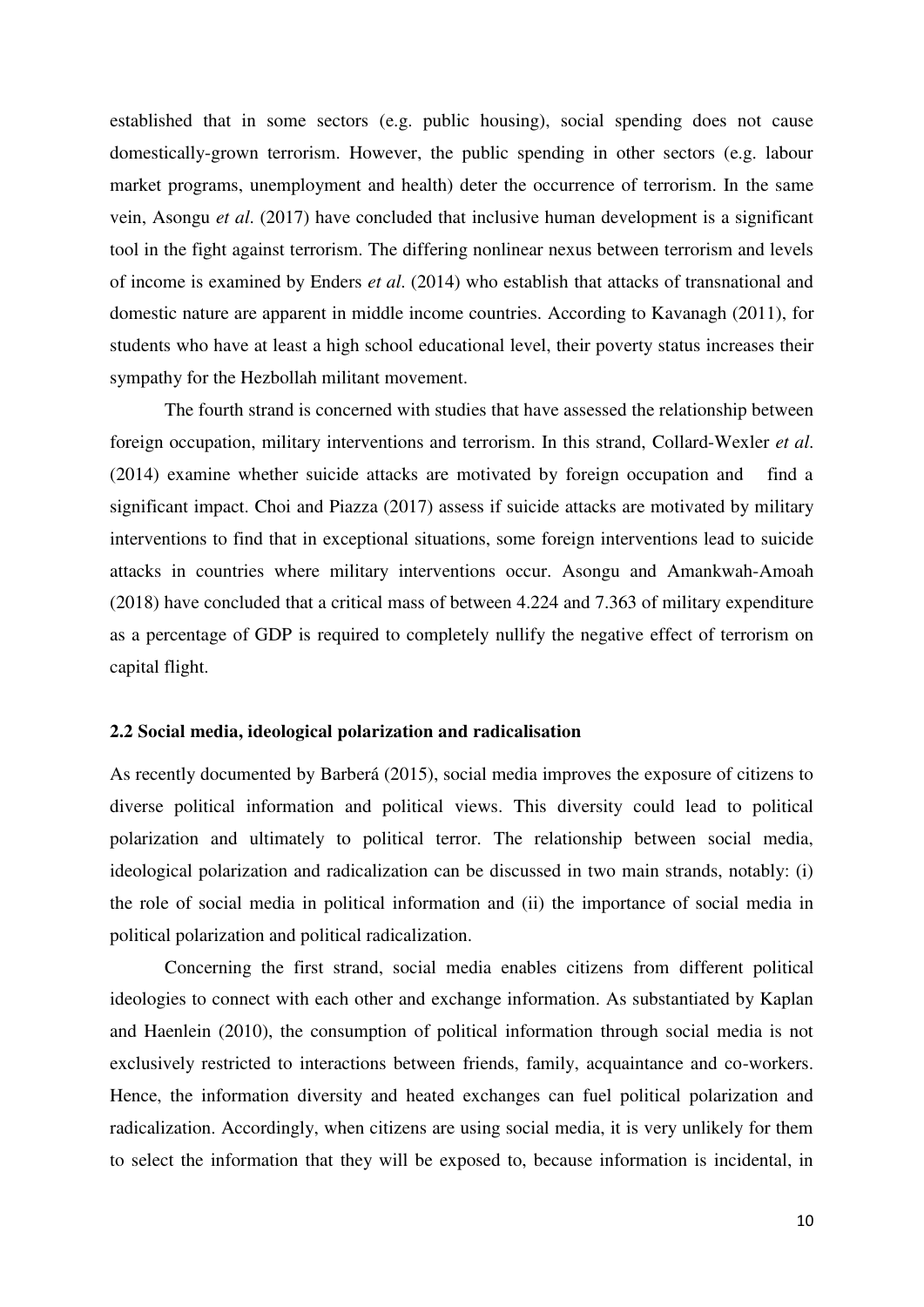established that in some sectors (e.g. public housing), social spending does not cause domestically-grown terrorism. However, the public spending in other sectors (e.g. labour market programs, unemployment and health) deter the occurrence of terrorism. In the same vein, Asongu *et al*. (2017) have concluded that inclusive human development is a significant tool in the fight against terrorism. The differing nonlinear nexus between terrorism and levels of income is examined by Enders *et al*. (2014) who establish that attacks of transnational and domestic nature are apparent in middle income countries. According to Kavanagh (2011), for students who have at least a high school educational level, their poverty status increases their sympathy for the Hezbollah militant movement.

The fourth strand is concerned with studies that have assessed the relationship between foreign occupation, military interventions and terrorism. In this strand, Collard-Wexler *et al*. (2014) examine whether suicide attacks are motivated by foreign occupation and find a significant impact. Choi and Piazza (2017) assess if suicide attacks are motivated by military interventions to find that in exceptional situations, some foreign interventions lead to suicide attacks in countries where military interventions occur. Asongu and Amankwah-Amoah (2018) have concluded that a critical mass of between 4.224 and 7.363 of military expenditure as a percentage of GDP is required to completely nullify the negative effect of terrorism on capital flight.

### 2.2 Social media, ideological polarization and radicalisation

As recently documented by Barberá (2015), social media improves the exposure of citizens to diverse political information and political views. This diversity could lead to political polarization and ultimately to political terror. The relationship between social media, ideological polarization and radicalization can be discussed in two main strands, notably: (i) the role of social media in political information and (ii) the importance of social media in political polarization and political radicalization.

Concerning the first strand, social media enables citizens from different political ideologies to connect with each other and exchange information. As substantiated by Kaplan and Haenlein (2010), the consumption of political information through social media is not exclusively restricted to interactions between friends, family, acquaintance and co-workers. Hence, the information diversity and heated exchanges can fuel political polarization and radicalization. Accordingly, when citizens are using social media, it is very unlikely for them to select the information that they will be exposed to, because information is incidental, in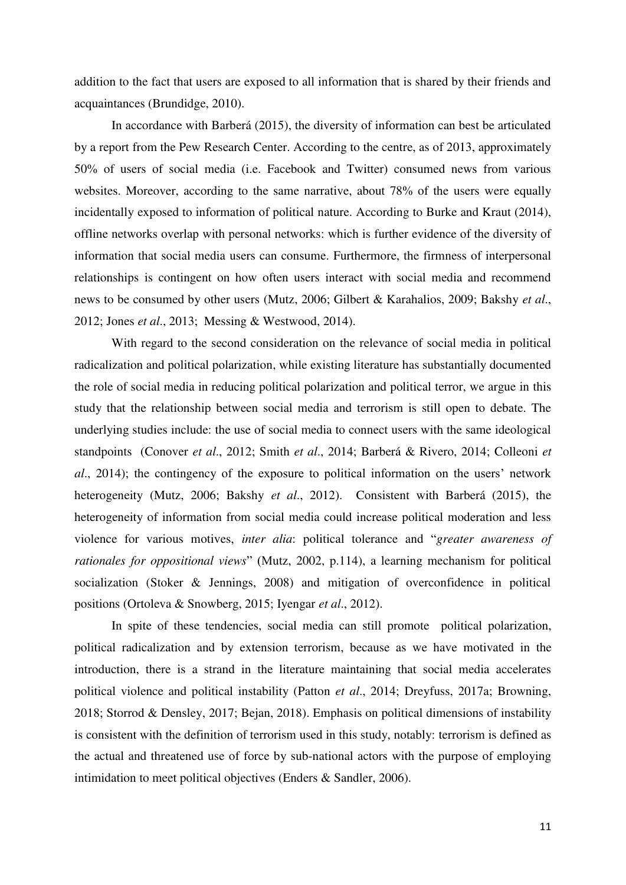addition to the fact that users are exposed to all information that is shared by their friends and acquaintances (Brundidge, 2010).

In accordance with Barberá (2015), the diversity of information can best be articulated by a report from the Pew Research Center. According to the centre, as of 2013, approximately 50% of users of social media (i.e. Facebook and Twitter) consumed news from various websites. Moreover, according to the same narrative, about 78% of the users were equally incidentally exposed to information of political nature. According to Burke and Kraut (2014), offline networks overlap with personal networks: which is further evidence of the diversity of information that social media users can consume. Furthermore, the firmness of interpersonal relationships is contingent on how often users interact with social media and recommend news to be consumed by other users (Mutz, 2006; Gilbert & Karahalios, 2009; Bakshy *et al*., 2012; Jones *et al*., 2013; Messing & Westwood, 2014).

With regard to the second consideration on the relevance of social media in political radicalization and political polarization, while existing literature has substantially documented the role of social media in reducing political polarization and political terror, we argue in this study that the relationship between social media and terrorism is still open to debate. The underlying studies include: the use of social media to connect users with the same ideological standpoints (Conover *et al*., 2012; Smith *et al*., 2014; Barberá & Rivero, 2014; Colleoni *et al*., 2014); the contingency of the exposure to political information on the users' network heterogeneity (Mutz, 2006; Bakshy *et al*., 2012). Consistent with Barberá (2015), the heterogeneity of information from social media could increase political moderation and less violence for various motives, *inter alia*: political tolerance and "*greater awareness of rationales for oppositional views*" (Mutz, 2002, p.114), a learning mechanism for political socialization (Stoker & Jennings, 2008) and mitigation of overconfidence in political positions (Ortoleva & Snowberg, 2015; Iyengar *et al*., 2012).

In spite of these tendencies, social media can still promote political polarization, political radicalization and by extension terrorism, because as we have motivated in the introduction, there is a strand in the literature maintaining that social media accelerates political violence and political instability (Patton *et al*., 2014; Dreyfuss, 2017a; Browning, 2018; Storrod & Densley, 2017; Bejan, 2018). Emphasis on political dimensions of instability is consistent with the definition of terrorism used in this study, notably: terrorism is defined as the actual and threatened use of force by sub-national actors with the purpose of employing intimidation to meet political objectives (Enders & Sandler, 2006).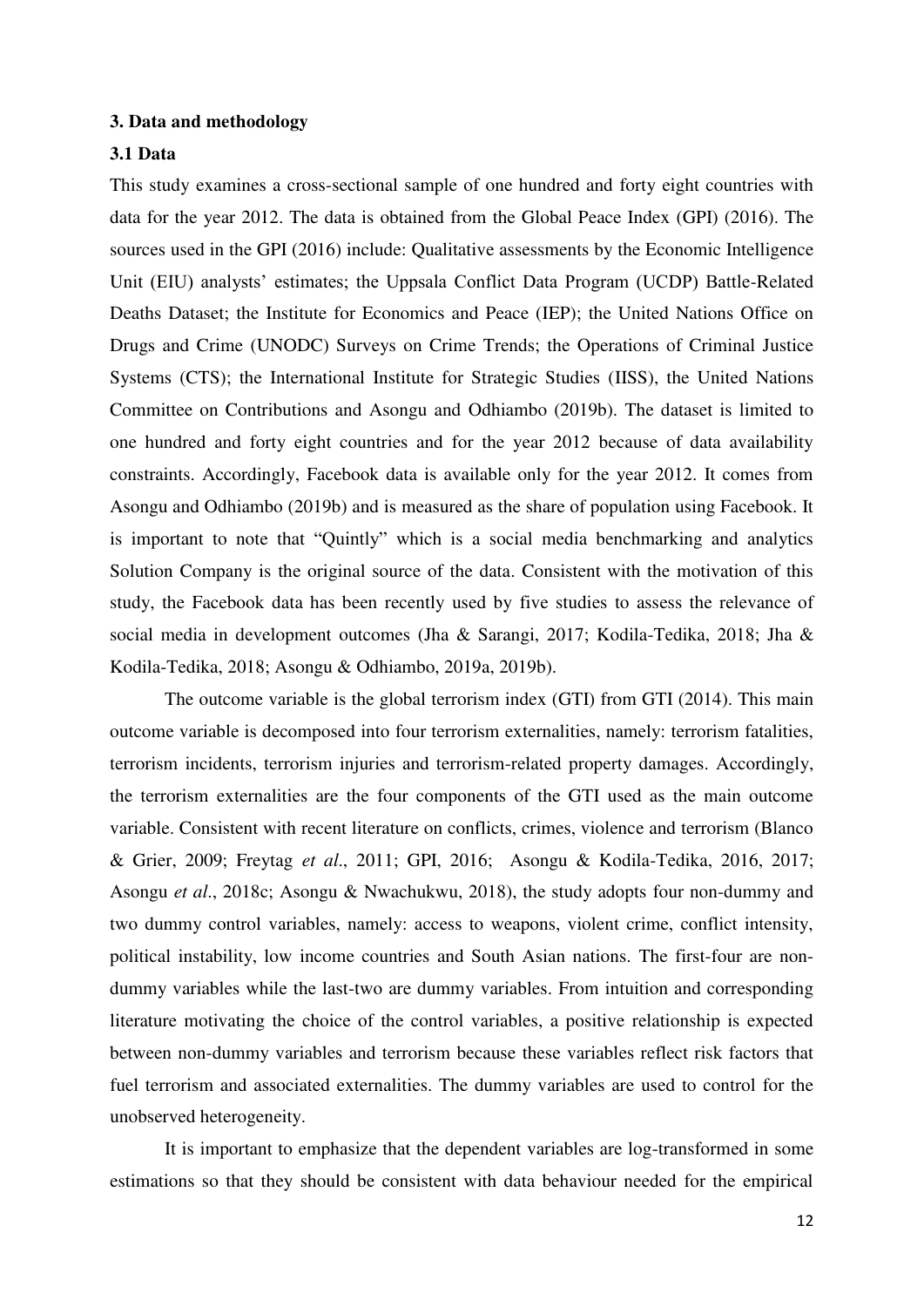### 3. Data and methodology

### 3.1 Data

This study examines a cross-sectional sample of one hundred and forty eight countries with data for the year 2012. The data is obtained from the Global Peace Index (GPI) (2016). The sources used in the GPI (2016) include: Qualitative assessments by the Economic Intelligence Unit (EIU) analysts' estimates; the Uppsala Conflict Data Program (UCDP) Battle-Related Deaths Dataset; the Institute for Economics and Peace (IEP); the United Nations Office on Drugs and Crime (UNODC) Surveys on Crime Trends; the Operations of Criminal Justice Systems (CTS); the International Institute for Strategic Studies (IISS), the United Nations Committee on Contributions and Asongu and Odhiambo (2019b). The dataset is limited to one hundred and forty eight countries and for the year 2012 because of data availability constraints. Accordingly, Facebook data is available only for the year 2012. It comes from Asongu and Odhiambo (2019b) and is measured as the share of population using Facebook. It is important to note that "Quintly" which is a social media benchmarking and analytics Solution Company is the original source of the data. Consistent with the motivation of this study, the Facebook data has been recently used by five studies to assess the relevance of social media in development outcomes (Jha & Sarangi, 2017; Kodila-Tedika, 2018; Jha & Kodila-Tedika, 2018; Asongu & Odhiambo, 2019a, 2019b).

The outcome variable is the global terrorism index (GTI) from GTI (2014). This main outcome variable is decomposed into four terrorism externalities, namely: terrorism fatalities, terrorism incidents, terrorism injuries and terrorism-related property damages. Accordingly, the terrorism externalities are the four components of the GTI used as the main outcome variable. Consistent with recent literature on conflicts, crimes, violence and terrorism (Blanco & Grier, 2009; Freytag *et al*., 2011; GPI, 2016; Asongu & Kodila-Tedika, 2016, 2017; Asongu *et al*., 2018c; Asongu & Nwachukwu, 2018), the study adopts four non-dummy and two dummy control variables, namely: access to weapons, violent crime, conflict intensity, political instability, low income countries and South Asian nations. The first-four are non-dummy variables while the last-two are dummy variables. From intuition and corresponding literature motivating the choice of the control variables, a positive relationship is expected between non-dummy variables and terrorism because these variables reflect risk factors that fuel terrorism and associated externalities. The dummy variables are used to control for the unobserved heterogeneity.

It is important to emphasize that the dependent variables are log-transformed in some estimations so that they should be consistent with data behaviour needed for the empirical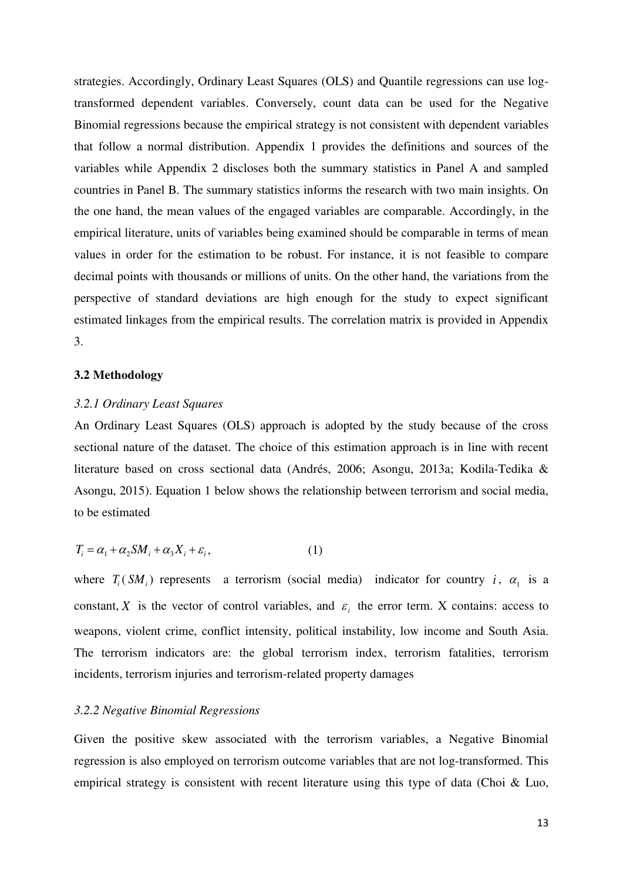strategies. Accordingly, Ordinary Least Squares (OLS) and Quantile regressions can use log-transformed dependent variables. Conversely, count data can be used for the Negative Binomial regressions because the empirical strategy is not consistent with dependent variables that follow a normal distribution. Appendix 1 provides the definitions and sources of the variables while Appendix 2 discloses both the summary statistics in Panel A and sampled countries in Panel B. The summary statistics informs the research with two main insights. On the one hand, the mean values of the engaged variables are comparable. Accordingly, in the empirical literature, units of variables being examined should be comparable in terms of mean values in order for the estimation to be robust. For instance, it is not feasible to compare decimal points with thousands or millions of units. On the other hand, the variations from the perspective of standard deviations are high enough for the study to expect significant estimated linkages from the empirical results. The correlation matrix is provided in Appendix 3.

### 3.2 Methodology

#### *3.2.1 Ordinary Least Squares*

An Ordinary Least Squares (OLS) approach is adopted by the study because of the cross sectional nature of the dataset. The choice of this estimation approach is in line with recent literature based on cross sectional data (Andrés, 2006; Asongu, 2013a; Kodila-Tedika & Asongu, 2015). Equation 1 below shows the relationship between terrorism and social media, to be estimated

$$T_i = \alpha_1 + \alpha_2 SM_i + \alpha_3 X_i + \varepsilon_i, \qquad (1)$$

where $T_i(SM_i)$ represents a terrorism (social media) indicator for country $i$, $\alpha_1$ is a constant, $X$ is the vector of control variables, and $\varepsilon_i$ the error term. X contains: access to weapons, violent crime, conflict intensity, political instability, low income and South Asia. The terrorism indicators are: the global terrorism index, terrorism fatalities, terrorism incidents, terrorism injuries and terrorism-related property damages

#### *3.2.2 Negative Binomial Regressions*

Given the positive skew associated with the terrorism variables, a Negative Binomial regression is also employed on terrorism outcome variables that are not log-transformed. This empirical strategy is consistent with recent literature using this type of data (Choi & Luo,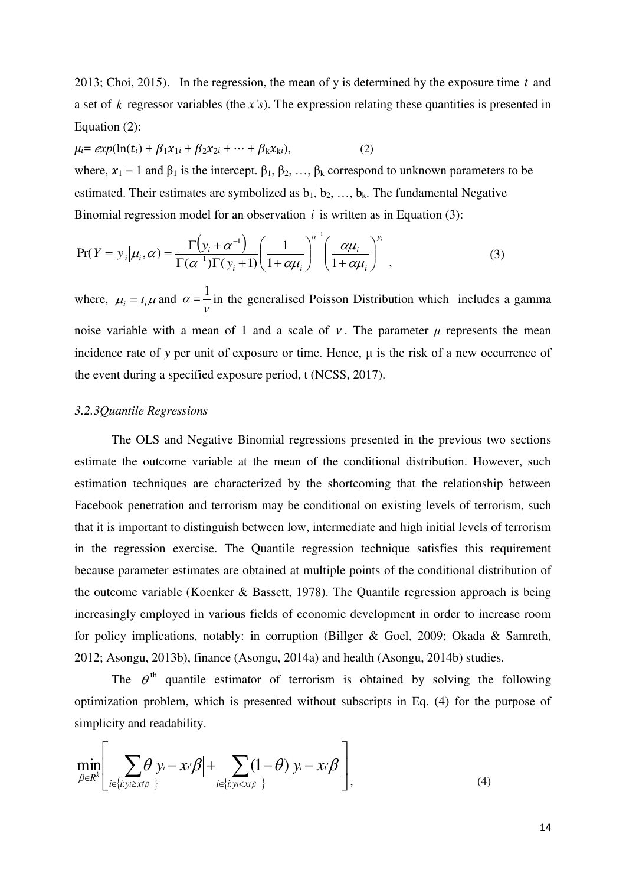2013; Choi, 2015). In the regression, the mean of y is determined by the exposure time $t$ and a set of $k$ regressor variables (the *x's*). The expression relating these quantities is presented in Equation (2):

$\mu_i = exp(\ln(t_i) + \beta_1 x_{1i} + \beta_2 x_{2i} + \cdots + \beta_k x_{ki})$, (2)

where, $x_1 \equiv 1$ and $\beta_1$ is the intercept. $\beta_1, \beta_2, \ldots, \beta_k$ correspond to unknown parameters to be estimated. Their estimates are symbolized as $b_1, b_2, \ldots, b_k$. The fundamental Negative Binomial regression model for an observation $i$ is written as in Equation (3):

$$\Pr(Y = y_i | \mu_i, \alpha) = \frac{\Gamma(y_i + \alpha^{-1})}{\Gamma(\alpha^{-1})\Gamma(y_i + 1)} \left(\frac{1}{1 + \alpha\mu_i}\right)^{\alpha^{-1}} \left(\frac{\alpha\mu_i}{1 + \alpha\mu_i}\right)^{y_i}, \tag{3}$$

where, $\mu_i = t_i\mu$ and $\alpha = \frac{1}{v}$ in the generalised Poisson Distribution which includes a gamma noise variable with a mean of 1 and a scale of $v$. The parameter $\mu$ represents the mean incidence rate of *y* per unit of exposure or time. Hence, μ is the risk of a new occurrence of the event during a specified exposure period, t (NCSS, 2017).

### *3.2.3Quantile Regressions*

The OLS and Negative Binomial regressions presented in the previous two sections estimate the outcome variable at the mean of the conditional distribution. However, such estimation techniques are characterized by the shortcoming that the relationship between Facebook penetration and terrorism may be conditional on existing levels of terrorism, such that it is important to distinguish between low, intermediate and high initial levels of terrorism in the regression exercise. The Quantile regression technique satisfies this requirement because parameter estimates are obtained at multiple points of the conditional distribution of the outcome variable (Koenker & Bassett, 1978). The Quantile regression approach is being increasingly employed in various fields of economic development in order to increase room for policy implications, notably: in corruption (Billger & Goel, 2009; Okada & Samreth, 2012; Asongu, 2013b), finance (Asongu, 2014a) and health (Asongu, 2014b) studies.

The $\theta^{\text{th}}$ quantile estimator of terrorism is obtained by solving the following optimization problem, which is presented without subscripts in Eq. (4) for the purpose of simplicity and readability.

$$\min_{\beta \in R^k} \left[ \sum_{i \in \{i: y_i \geq x_i'\beta\}} \theta |y_i - x_i'\beta| + \sum_{i \in \{i: y_i < x_i'\beta\}} (1-\theta) |y_i - x_i'\beta| \right], \tag{4}$$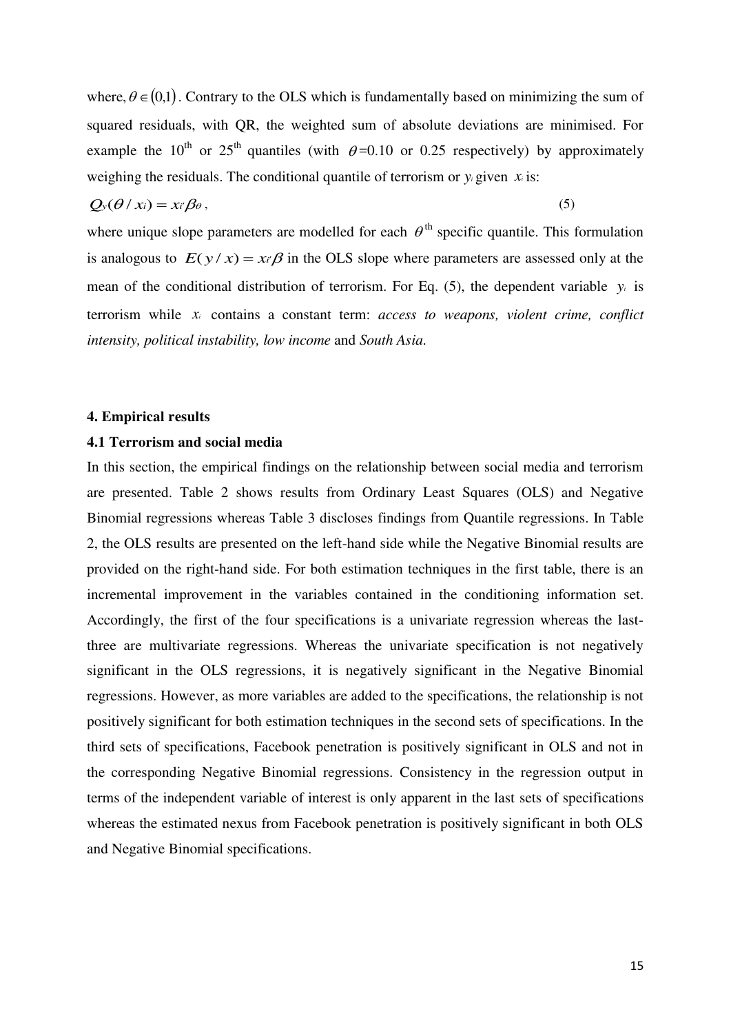where, $\theta \in (0,1)$. Contrary to the OLS which is fundamentally based on minimizing the sum of squared residuals, with QR, the weighted sum of absolute deviations are minimised. For example the 10[th] or 25[th] quantiles (with $\theta$=0.10 or 0.25 respectively) by approximately weighing the residuals. The conditional quantile of terrorism or $y_i$ given $x_i$ is:

$$Q_y(\theta / x_i) = x_i' \beta_\theta \, , \tag{5}$$

where unique slope parameters are modelled for each $\theta^{th}$ specific quantile. This formulation is analogous to $E(y/x) = x_i' \beta$ in the OLS slope where parameters are assessed only at the mean of the conditional distribution of terrorism. For Eq. (5), the dependent variable $y_i$ is terrorism while $x_i$ contains a constant term: *access to weapons, violent crime, conflict intensity, political instability, low income* and *South Asia.*

### 4. Empirical results

### 4.1 Terrorism and social media

In this section, the empirical findings on the relationship between social media and terrorism are presented. Table 2 shows results from Ordinary Least Squares (OLS) and Negative Binomial regressions whereas Table 3 discloses findings from Quantile regressions. In Table 2, the OLS results are presented on the left-hand side while the Negative Binomial results are provided on the right-hand side. For both estimation techniques in the first table, there is an incremental improvement in the variables contained in the conditioning information set. Accordingly, the first of the four specifications is a univariate regression whereas the last-three are multivariate regressions. Whereas the univariate specification is not negatively significant in the OLS regressions, it is negatively significant in the Negative Binomial regressions. However, as more variables are added to the specifications, the relationship is not positively significant for both estimation techniques in the second sets of specifications. In the third sets of specifications, Facebook penetration is positively significant in OLS and not in the corresponding Negative Binomial regressions. Consistency in the regression output in terms of the independent variable of interest is only apparent in the last sets of specifications whereas the estimated nexus from Facebook penetration is positively significant in both OLS and Negative Binomial specifications.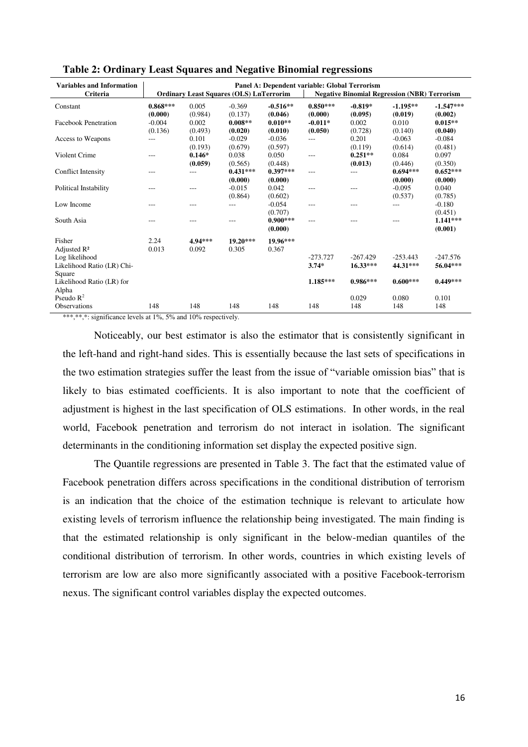**Table 2: Ordinary Least Squares and Negative Binomial regressions**

| Variables and Information Criteria | Panel A: Dependent variable: Global Terrorism | | | | | | | |
|---|---|---|---|---|---|---|---|---|
| | Ordinary Least Squares (OLS) LnTerrorim | | | | Negative Binomial Regression (NBR) Terrorism | | | |
| Constant | **0.868***** | 0.005 | -0.369 | **-0.516**** | **0.850***** | **-0.819*** | **-1.195**** | **-1.547***** |
| | **(0.000)** | (0.984) | (0.137) | **(0.046)** | **(0.000)** | **(0.095)** | **(0.019)** | **(0.002)** |
| Facebook Penetration | -0.004 | 0.002 | **0.008**** | **0.010**** | **-0.011*** | 0.002 | 0.010 | **0.015**** |
| | (0.136) | (0.493) | **(0.020)** | **(0.010)** | **(0.050)** | (0.728) | (0.140) | **(0.040)** |
| Access to Weapons | --- | 0.101 | -0.029 | -0.036 | --- | 0.201 | -0.063 | -0.084 |
| | | (0.193) | (0.679) | (0.597) | | (0.119) | (0.614) | (0.481) |
| Violent Crime | --- | **0.146*** | 0.038 | 0.050 | --- | **0.251**** | 0.084 | 0.097 |
| | | **(0.059)** | (0.565) | (0.448) | | **(0.013)** | (0.446) | (0.350) |
| Conflict Intensity | --- | --- | **0.431***** | **0.397***** | --- | --- | **0.694***** | **0.652***** |
| | | | **(0.000)** | **(0.000)** | | | **(0.000)** | **(0.000)** |
| Political Instability | --- | --- | -0.015 | 0.042 | --- | --- | -0.095 | 0.040 |
| | | | (0.864) | (0.602) | | | (0.537) | (0.785) |
| Low Income | --- | --- | --- | -0.054 | --- | --- | --- | -0.180 |
| | | | | (0.707) | | | | (0.451) |
| South Asia | --- | --- | --- | **0.900***** | --- | --- | --- | **1.141***** |
| | | | | **(0.000)** | | | | **(0.001)** |
| Fisher | 2.24 | **4.94***** | **19.20***** | **19.96***** | | | | |
| Adjusted R² | 0.013 | 0.092 | 0.305 | 0.367 | | | | |
| Log likelihood | | | | | -273.727 | -267.429 | -253.443 | -247.576 |
| Likelihood Ratio (LR) Chi-Square | | | | | **3.74*** | **16.33***** | **44.31***** | **56.04***** |
| Likelihood Ratio (LR) for Alpha | | | | | **1.185***** | **0.986***** | **0.600***** | **0.449***** |
| Pseudo $R^2$ | | | | | | 0.029 | 0.080 | 0.101 |
| Observations | 148 | 148 | 148 | 148 | 148 | 148 | 148 | 148 |

***,**,*: significance levels at 1%, 5% and 10% respectively.

Noticeably, our best estimator is also the estimator that is consistently significant in the left-hand and right-hand sides. This is essentially because the last sets of specifications in the two estimation strategies suffer the least from the issue of "variable omission bias" that is likely to bias estimated coefficients. It is also important to note that the coefficient of adjustment is highest in the last specification of OLS estimations. In other words, in the real world, Facebook penetration and terrorism do not interact in isolation. The significant determinants in the conditioning information set display the expected positive sign.

The Quantile regressions are presented in Table 3. The fact that the estimated value of Facebook penetration differs across specifications in the conditional distribution of terrorism is an indication that the choice of the estimation technique is relevant to articulate how existing levels of terrorism influence the relationship being investigated. The main finding is that the estimated relationship is only significant in the below-median quantiles of the conditional distribution of terrorism. In other words, countries in which existing levels of terrorism are low are also more significantly associated with a positive Facebook-terrorism nexus. The significant control variables display the expected outcomes.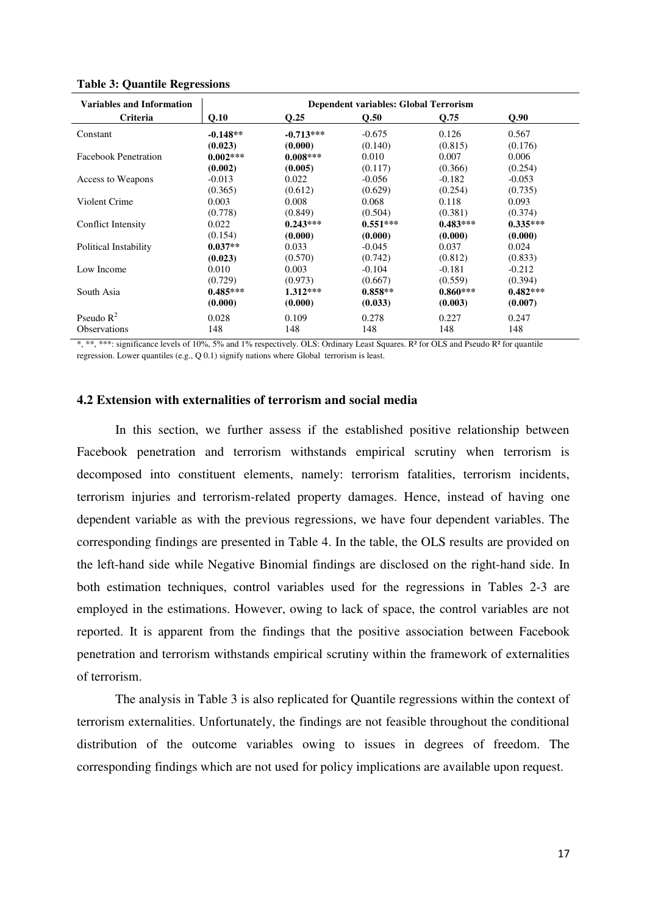**Table 3: Quantile Regressions**

| Variables and Information Criteria | Dependent variables: Global Terrorism | | | | |
|---|---|---|---|---|---|
| | **Q.10** | **Q.25** | **Q.50** | **Q.75** | **Q.90** |
| Constant | **-0.148**** | **-0.713***** | -0.675 | 0.126 | 0.567 |
| | **(0.023)** | **(0.000)** | (0.140) | (0.815) | (0.176) |
| Facebook Penetration | **0.002***** | **0.008***** | 0.010 | 0.007 | 0.006 |
| | **(0.002)** | **(0.005)** | (0.117) | (0.366) | (0.254) |
| Access to Weapons | -0.013 | 0.022 | -0.056 | -0.182 | -0.053 |
| | (0.365) | (0.612) | (0.629) | (0.254) | (0.735) |
| Violent Crime | 0.003 | 0.008 | 0.068 | 0.118 | 0.093 |
| | (0.778) | (0.849) | (0.504) | (0.381) | (0.374) |
| Conflict Intensity | 0.022 | **0.243***** | **0.551***** | **0.483***** | **0.335***** |
| | (0.154) | **(0.000)** | **(0.000)** | **(0.000)** | **(0.000)** |
| Political Instability | **0.037**** | 0.033 | -0.045 | 0.037 | 0.024 |
| | **(0.023)** | (0.570) | (0.742) | (0.812) | (0.833) |
| Low Income | 0.010 | 0.003 | -0.104 | -0.181 | -0.212 |
| | (0.729) | (0.973) | (0.667) | (0.559) | (0.394) |
| South Asia | **0.485***** | **1.312***** | **0.858**** | **0.860***** | **0.482***** |
| | **(0.000)** | **(0.000)** | **(0.033)** | **(0.003)** | **(0.007)** |
| Pseudo $R^2$ | 0.028 | 0.109 | 0.278 | 0.227 | 0.247 |
| Observations | 148 | 148 | 148 | 148 | 148 |

*, **, ***: significance levels of 10%, 5% and 1% respectively. OLS: Ordinary Least Squares. R² for OLS and Pseudo R² for quantile regression. Lower quantiles (e.g., Q 0.1) signify nations where Global terrorism is least.

### 4.2 Extension with externalities of terrorism and social media

In this section, we further assess if the established positive relationship between Facebook penetration and terrorism withstands empirical scrutiny when terrorism is decomposed into constituent elements, namely: terrorism fatalities, terrorism incidents, terrorism injuries and terrorism-related property damages. Hence, instead of having one dependent variable as with the previous regressions, we have four dependent variables. The corresponding findings are presented in Table 4. In the table, the OLS results are provided on the left-hand side while Negative Binomial findings are disclosed on the right-hand side. In both estimation techniques, control variables used for the regressions in Tables 2-3 are employed in the estimations. However, owing to lack of space, the control variables are not reported. It is apparent from the findings that the positive association between Facebook penetration and terrorism withstands empirical scrutiny within the framework of externalities of terrorism.

The analysis in Table 3 is also replicated for Quantile regressions within the context of terrorism externalities. Unfortunately, the findings are not feasible throughout the conditional distribution of the outcome variables owing to issues in degrees of freedom. The corresponding findings which are not used for policy implications are available upon request.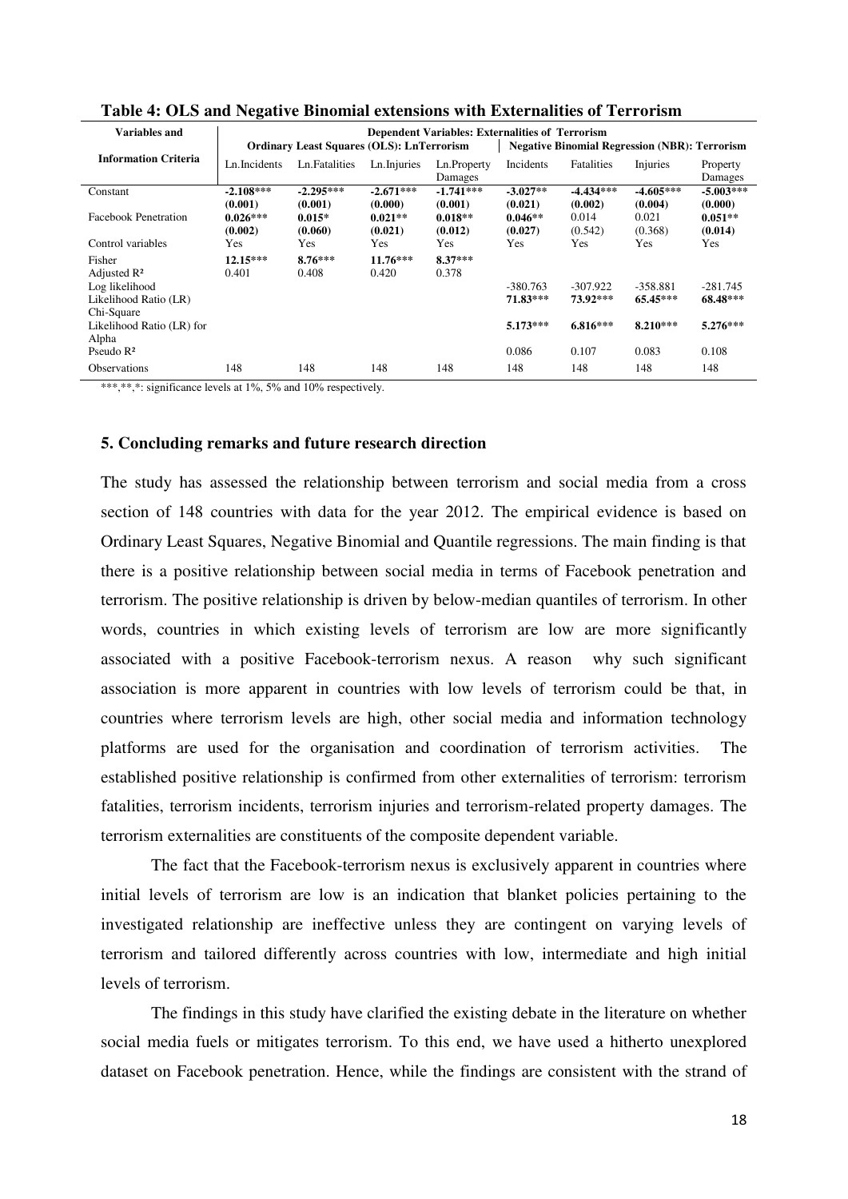**Table 4: OLS and Negative Binomial extensions with Externalities of Terrorism**

| Variables and Information Criteria | Dependent Variables: Externalities of Terrorism | | | | | | | |
|---|---|---|---|---|---|---|---|---|
| | Ordinary Least Squares (OLS): LnTerrorism | | | | Negative Binomial Regression (NBR): Terrorism | | | |
| | Ln.Incidents | Ln.Fatalities | Ln.Injuries | Ln.Property Damages | Incidents | Fatalities | Injuries | Property Damages |
| Constant | **-2.108*** (0.001)** | **-2.295*** (0.001)** | **-2.671*** (0.000)** | **-1.741*** (0.001)** | **-3.027** (0.021)** | **-4.434*** (0.002)** | **-4.605*** (0.004)** | **-5.003*** (0.000)** |
| Facebook Penetration | **0.026*** (0.002)** | **0.015* (0.060)** | **0.021** (0.021)** | **0.018** (0.012)** | **0.046** (0.027)** | 0.014 (0.542) | 0.021 (0.368) | **0.051** (0.014)** |
| Control variables | Yes | Yes | Yes | Yes | Yes | Yes | Yes | Yes |
| Fisher | **12.15*** | **8.76*** | **11.76*** | **8.37*** | | | | |
| Adjusted R² | 0.401 | 0.408 | 0.420 | 0.378 | | | | |
| Log likelihood | | | | | -380.763 | -307.922 | -358.881 | -281.745 |
| Likelihood Ratio (LR) Chi-Square | | | | | **71.83*** | **73.92*** | **65.45*** | **68.48*** |
| Likelihood Ratio (LR) for Alpha | | | | | **5.173*** | **6.816*** | **8.210*** | **5.276*** |
| Pseudo R² | | | | | 0.086 | 0.107 | 0.083 | 0.108 |
| Observations | 148 | 148 | 148 | 148 | 148 | 148 | 148 | 148 |

***,**,*: significance levels at 1%, 5% and 10% respectively.

## 5. Concluding remarks and future research direction

The study has assessed the relationship between terrorism and social media from a cross section of 148 countries with data for the year 2012. The empirical evidence is based on Ordinary Least Squares, Negative Binomial and Quantile regressions. The main finding is that there is a positive relationship between social media in terms of Facebook penetration and terrorism. The positive relationship is driven by below-median quantiles of terrorism. In other words, countries in which existing levels of terrorism are low are more significantly associated with a positive Facebook-terrorism nexus. A reason why such significant association is more apparent in countries with low levels of terrorism could be that, in countries where terrorism levels are high, other social media and information technology platforms are used for the organisation and coordination of terrorism activities. The established positive relationship is confirmed from other externalities of terrorism: terrorism fatalities, terrorism incidents, terrorism injuries and terrorism-related property damages. The terrorism externalities are constituents of the composite dependent variable.

The fact that the Facebook-terrorism nexus is exclusively apparent in countries where initial levels of terrorism are low is an indication that blanket policies pertaining to the investigated relationship are ineffective unless they are contingent on varying levels of terrorism and tailored differently across countries with low, intermediate and high initial levels of terrorism.

The findings in this study have clarified the existing debate in the literature on whether social media fuels or mitigates terrorism. To this end, we have used a hitherto unexplored dataset on Facebook penetration. Hence, while the findings are consistent with the strand of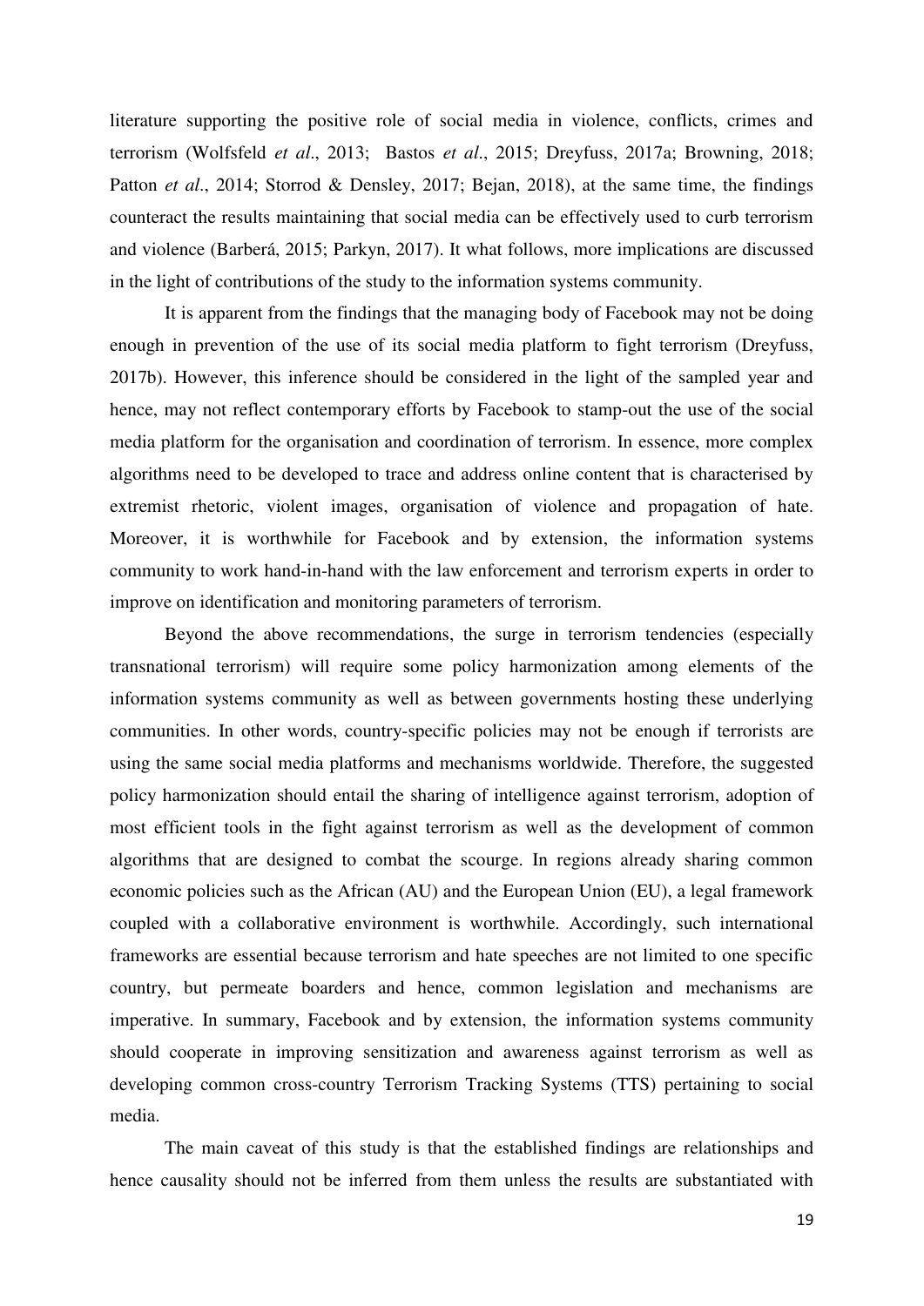literature supporting the positive role of social media in violence, conflicts, crimes and terrorism (Wolfsfeld *et al*., 2013; Bastos *et al*., 2015; Dreyfuss, 2017a; Browning, 2018; Patton *et al*., 2014; Storrod & Densley, 2017; Bejan, 2018), at the same time, the findings counteract the results maintaining that social media can be effectively used to curb terrorism and violence (Barberá, 2015; Parkyn, 2017). It what follows, more implications are discussed in the light of contributions of the study to the information systems community.

It is apparent from the findings that the managing body of Facebook may not be doing enough in prevention of the use of its social media platform to fight terrorism (Dreyfuss, 2017b). However, this inference should be considered in the light of the sampled year and hence, may not reflect contemporary efforts by Facebook to stamp-out the use of the social media platform for the organisation and coordination of terrorism. In essence, more complex algorithms need to be developed to trace and address online content that is characterised by extremist rhetoric, violent images, organisation of violence and propagation of hate. Moreover, it is worthwhile for Facebook and by extension, the information systems community to work hand-in-hand with the law enforcement and terrorism experts in order to improve on identification and monitoring parameters of terrorism.

Beyond the above recommendations, the surge in terrorism tendencies (especially transnational terrorism) will require some policy harmonization among elements of the information systems community as well as between governments hosting these underlying communities. In other words, country-specific policies may not be enough if terrorists are using the same social media platforms and mechanisms worldwide. Therefore, the suggested policy harmonization should entail the sharing of intelligence against terrorism, adoption of most efficient tools in the fight against terrorism as well as the development of common algorithms that are designed to combat the scourge. In regions already sharing common economic policies such as the African (AU) and the European Union (EU), a legal framework coupled with a collaborative environment is worthwhile. Accordingly, such international frameworks are essential because terrorism and hate speeches are not limited to one specific country, but permeate boarders and hence, common legislation and mechanisms are imperative. In summary, Facebook and by extension, the information systems community should cooperate in improving sensitization and awareness against terrorism as well as developing common cross-country Terrorism Tracking Systems (TTS) pertaining to social media.

The main caveat of this study is that the established findings are relationships and hence causality should not be inferred from them unless the results are substantiated with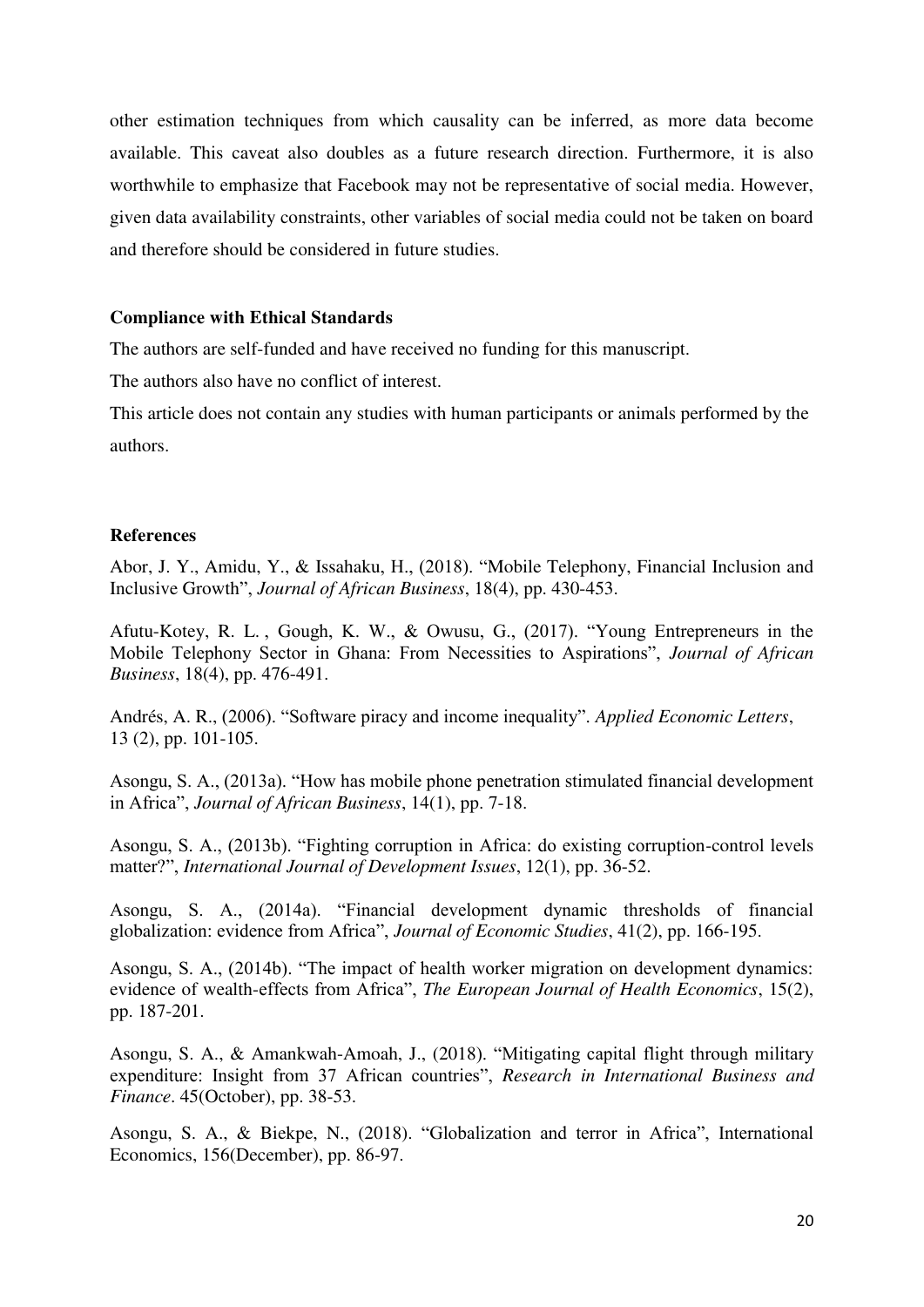other estimation techniques from which causality can be inferred, as more data become available. This caveat also doubles as a future research direction. Furthermore, it is also worthwhile to emphasize that Facebook may not be representative of social media. However, given data availability constraints, other variables of social media could not be taken on board and therefore should be considered in future studies.

**Compliance with Ethical Standards**

The authors are self-funded and have received no funding for this manuscript.

The authors also have no conflict of interest.

This article does not contain any studies with human participants or animals performed by the authors.

**References**

Abor, J. Y., Amidu, Y., & Issahaku, H., (2018). "Mobile Telephony, Financial Inclusion and Inclusive Growth", *Journal of African Business*, 18(4), pp. 430-453.

Afutu-Kotey, R. L. , Gough, K. W., & Owusu, G., (2017). "Young Entrepreneurs in the Mobile Telephony Sector in Ghana: From Necessities to Aspirations", *Journal of African Business*, 18(4), pp. 476-491.

Andrés, A. R., (2006). "Software piracy and income inequality". *Applied Economic Letters*, 13 (2), pp. 101-105.

Asongu, S. A., (2013a). "How has mobile phone penetration stimulated financial development in Africa", *Journal of African Business*, 14(1), pp. 7-18.

Asongu, S. A., (2013b). "Fighting corruption in Africa: do existing corruption-control levels matter?", *International Journal of Development Issues*, 12(1), pp. 36-52.

Asongu, S. A., (2014a). "Financial development dynamic thresholds of financial globalization: evidence from Africa", *Journal of Economic Studies*, 41(2), pp. 166-195.

Asongu, S. A., (2014b). "The impact of health worker migration on development dynamics: evidence of wealth-effects from Africa", *The European Journal of Health Economics*, 15(2), pp. 187-201.

Asongu, S. A., & Amankwah-Amoah, J., (2018). "Mitigating capital flight through military expenditure: Insight from 37 African countries", *Research in International Business and Finance*. 45(October), pp. 38-53.

Asongu, S. A., & Biekpe, N., (2018). "Globalization and terror in Africa", International Economics, 156(December), pp. 86-97.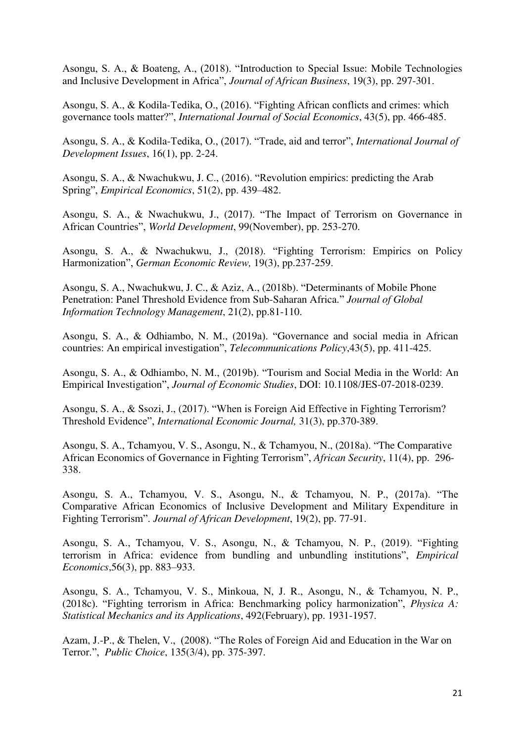Asongu, S. A., & Boateng, A., (2018). "Introduction to Special Issue: Mobile Technologies and Inclusive Development in Africa", *Journal of African Business*, 19(3), pp. 297-301.

Asongu, S. A., & Kodila-Tedika, O., (2016). "Fighting African conflicts and crimes: which governance tools matter?", *International Journal of Social Economics*, 43(5), pp. 466-485.

Asongu, S. A., & Kodila-Tedika, O., (2017). "Trade, aid and terror", *International Journal of Development Issues*, 16(1), pp. 2-24.

Asongu, S. A., & Nwachukwu, J. C., (2016). "Revolution empirics: predicting the Arab Spring", *Empirical Economics*, 51(2), pp. 439–482.

Asongu, S. A., & Nwachukwu, J., (2017). "The Impact of Terrorism on Governance in African Countries", *World Development*, 99(November), pp. 253-270.

Asongu, S. A., & Nwachukwu, J., (2018). "Fighting Terrorism: Empirics on Policy Harmonization", *German Economic Review,* 19(3), pp.237-259.

Asongu, S. A., Nwachukwu, J. C., & Aziz, A., (2018b). "Determinants of Mobile Phone Penetration: Panel Threshold Evidence from Sub-Saharan Africa." *Journal of Global Information Technology Management*, 21(2), pp.81-110.

Asongu, S. A., & Odhiambo, N. M., (2019a). "Governance and social media in African countries: An empirical investigation", *Telecommunications Policy*,43(5), pp. 411-425.

Asongu, S. A., & Odhiambo, N. M., (2019b). "Tourism and Social Media in the World: An Empirical Investigation", *Journal of Economic Studies*, DOI: 10.1108/JES-07-2018-0239.

Asongu, S. A., & Ssozi, J., (2017). "When is Foreign Aid Effective in Fighting Terrorism? Threshold Evidence", *International Economic Journal,* 31(3), pp.370-389.

Asongu, S. A., Tchamyou, V. S., Asongu, N., & Tchamyou, N., (2018a). "The Comparative African Economics of Governance in Fighting Terrorism", *African Security*, 11(4), pp. 296-338.

Asongu, S. A., Tchamyou, V. S., Asongu, N., & Tchamyou, N. P., (2017a). "The Comparative African Economics of Inclusive Development and Military Expenditure in Fighting Terrorism". *Journal of African Development*, 19(2), pp. 77-91.

Asongu, S. A., Tchamyou, V. S., Asongu, N., & Tchamyou, N. P., (2019). "Fighting terrorism in Africa: evidence from bundling and unbundling institutions", *Empirical Economics*,56(3), pp. 883–933.

Asongu, S. A., Tchamyou, V. S., Minkoua, N, J. R., Asongu, N., & Tchamyou, N. P., (2018c). "Fighting terrorism in Africa: Benchmarking policy harmonization", *Physica A: Statistical Mechanics and its Applications*, 492(February), pp. 1931-1957.

Azam, J.-P., & Thelen, V., (2008). "The Roles of Foreign Aid and Education in the War on Terror.", *Public Choice*, 135(3/4), pp. 375-397.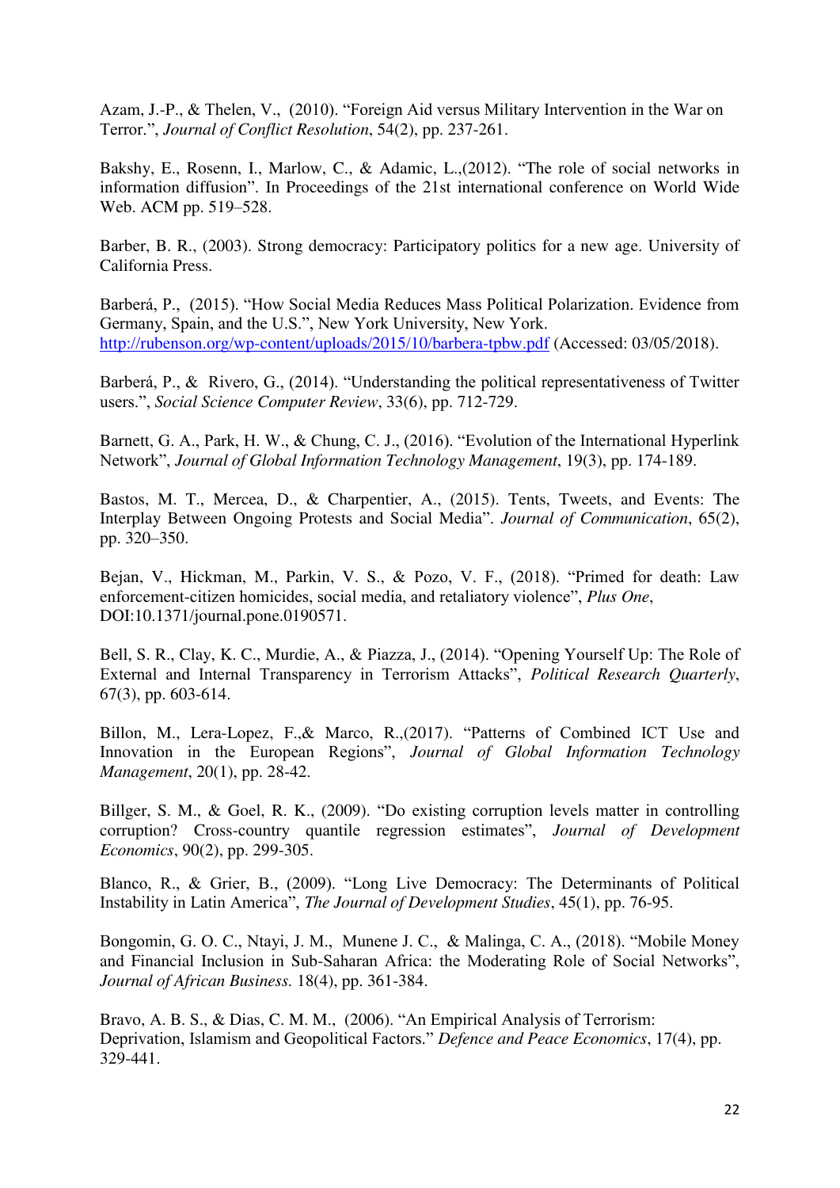Azam, J.-P., & Thelen, V., (2010). "Foreign Aid versus Military Intervention in the War on Terror.", *Journal of Conflict Resolution*, 54(2), pp. 237-261.

Bakshy, E., Rosenn, I., Marlow, C., & Adamic, L.,(2012). "The role of social networks in information diffusion". In Proceedings of the 21st international conference on World Wide Web. ACM pp. 519–528.

Barber, B. R., (2003). Strong democracy: Participatory politics for a new age. University of California Press.

Barberá, P., (2015). "How Social Media Reduces Mass Political Polarization. Evidence from Germany, Spain, and the U.S.", New York University, New York. http://rubenson.org/wp-content/uploads/2015/10/barbera-tpbw.pdf (Accessed: 03/05/2018).

Barberá, P., & Rivero, G., (2014). "Understanding the political representativeness of Twitter users.", *Social Science Computer Review*, 33(6), pp. 712-729.

Barnett, G. A., Park, H. W., & Chung, C. J., (2016). "Evolution of the International Hyperlink Network", *Journal of Global Information Technology Management*, 19(3), pp. 174-189.

Bastos, M. T., Mercea, D., & Charpentier, A., (2015). Tents, Tweets, and Events: The Interplay Between Ongoing Protests and Social Media". *Journal of Communication*, 65(2), pp. 320–350.

Bejan, V., Hickman, M., Parkin, V. S., & Pozo, V. F., (2018). "Primed for death: Law enforcement-citizen homicides, social media, and retaliatory violence", *Plus One*, DOI:10.1371/journal.pone.0190571.

Bell, S. R., Clay, K. C., Murdie, A., & Piazza, J., (2014). "Opening Yourself Up: The Role of External and Internal Transparency in Terrorism Attacks", *Political Research Quarterly*, 67(3), pp. 603-614.

Billon, M., Lera-Lopez, F.,& Marco, R.,(2017). "Patterns of Combined ICT Use and Innovation in the European Regions", *Journal of Global Information Technology Management*, 20(1), pp. 28-42.

Billger, S. M., & Goel, R. K., (2009). "Do existing corruption levels matter in controlling corruption? Cross-country quantile regression estimates", *Journal of Development Economics*, 90(2), pp. 299-305.

Blanco, R., & Grier, B., (2009). "Long Live Democracy: The Determinants of Political Instability in Latin America", *The Journal of Development Studies*, 45(1), pp. 76-95.

Bongomin, G. O. C., Ntayi, J. M., Munene J. C., & Malinga, C. A., (2018). "Mobile Money and Financial Inclusion in Sub-Saharan Africa: the Moderating Role of Social Networks", *Journal of African Business*. 18(4), pp. 361-384.

Bravo, A. B. S., & Dias, C. M. M., (2006). "An Empirical Analysis of Terrorism: Deprivation, Islamism and Geopolitical Factors." *Defence and Peace Economics*, 17(4), pp. 329-441.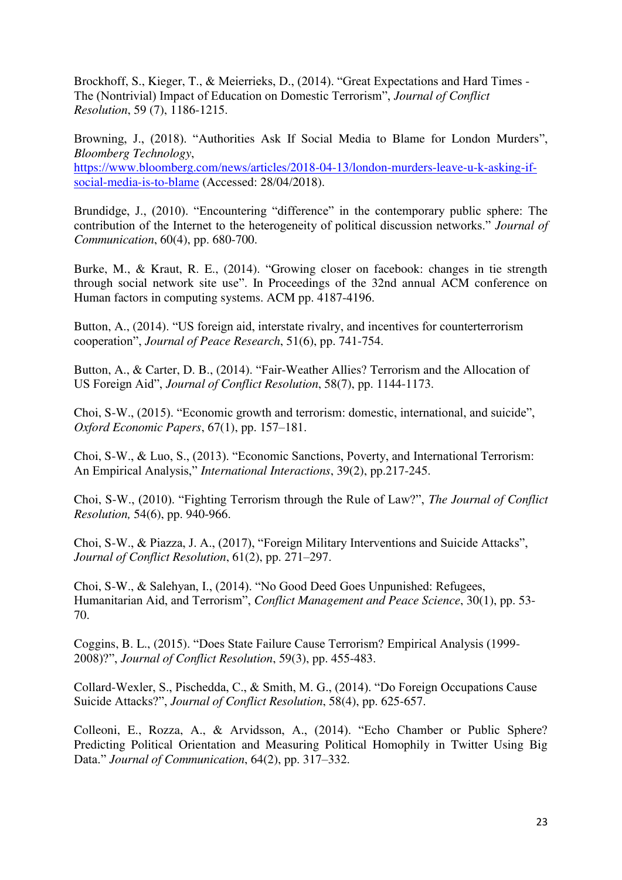Brockhoff, S., Kieger, T., & Meierrieks, D., (2014). "Great Expectations and Hard Times - The (Nontrivial) Impact of Education on Domestic Terrorism", *Journal of Conflict Resolution*, 59 (7), 1186-1215.

Browning, J., (2018). "Authorities Ask If Social Media to Blame for London Murders", *Bloomberg Technology*, https://www.bloomberg.com/news/articles/2018-04-13/london-murders-leave-u-k-asking-if-social-media-is-to-blame (Accessed: 28/04/2018).

Brundidge, J., (2010). "Encountering "difference" in the contemporary public sphere: The contribution of the Internet to the heterogeneity of political discussion networks." *Journal of Communication*, 60(4), pp. 680-700.

Burke, M., & Kraut, R. E., (2014). "Growing closer on facebook: changes in tie strength through social network site use". In Proceedings of the 32nd annual ACM conference on Human factors in computing systems. ACM pp. 4187-4196.

Button, A., (2014). "US foreign aid, interstate rivalry, and incentives for counterterrorism cooperation", *Journal of Peace Research*, 51(6), pp. 741-754.

Button, A., & Carter, D. B., (2014). "Fair-Weather Allies? Terrorism and the Allocation of US Foreign Aid", *Journal of Conflict Resolution*, 58(7), pp. 1144-1173.

Choi, S-W., (2015). "Economic growth and terrorism: domestic, international, and suicide", *Oxford Economic Papers*, 67(1), pp. 157–181.

Choi, S-W., & Luo, S., (2013). "Economic Sanctions, Poverty, and International Terrorism: An Empirical Analysis," *International Interactions*, 39(2), pp.217-245.

Choi, S-W., (2010). "Fighting Terrorism through the Rule of Law?", *The Journal of Conflict Resolution,* 54(6), pp. 940-966.

Choi, S-W., & Piazza, J. A., (2017), "Foreign Military Interventions and Suicide Attacks", *Journal of Conflict Resolution*, 61(2), pp. 271–297.

Choi, S-W., & Salehyan, I., (2014). "No Good Deed Goes Unpunished: Refugees, Humanitarian Aid, and Terrorism", *Conflict Management and Peace Science*, 30(1), pp. 53-70.

Coggins, B. L., (2015). "Does State Failure Cause Terrorism? Empirical Analysis (1999-2008)?", *Journal of Conflict Resolution*, 59(3), pp. 455-483.

Collard-Wexler, S., Pischedda, C., & Smith, M. G., (2014). "Do Foreign Occupations Cause Suicide Attacks?", *Journal of Conflict Resolution*, 58(4), pp. 625-657.

Colleoni, E., Rozza, A., & Arvidsson, A., (2014). "Echo Chamber or Public Sphere? Predicting Political Orientation and Measuring Political Homophily in Twitter Using Big Data." *Journal of Communication*, 64(2), pp. 317–332.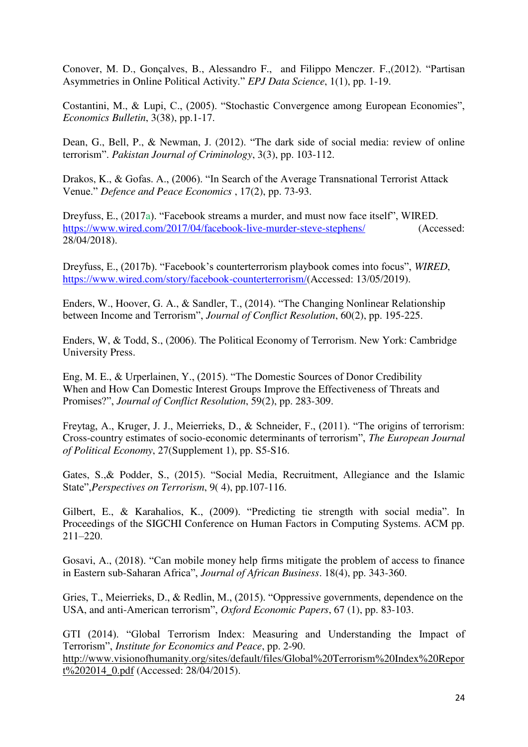Conover, M. D., Gonçalves, B., Alessandro F., and Filippo Menczer. F.,(2012). "Partisan Asymmetries in Online Political Activity." *EPJ Data Science*, 1(1), pp. 1-19.

Costantini, M., & Lupi, C., (2005). "Stochastic Convergence among European Economies", *Economics Bulletin*, 3(38), pp.1-17.

Dean, G., Bell, P., & Newman, J. (2012). "The dark side of social media: review of online terrorism". *Pakistan Journal of Criminology*, 3(3), pp. 103-112.

Drakos, K., & Gofas. A., (2006). "In Search of the Average Transnational Terrorist Attack Venue." *Defence and Peace Economics* , 17(2), pp. 73-93.

Dreyfuss, E., (2017a). "Facebook streams a murder, and must now face itself", WIRED. https://www.wired.com/2017/04/facebook-live-murder-steve-stephens/ (Accessed: 28/04/2018).

Dreyfuss, E., (2017b). "Facebook's counterterrorism playbook comes into focus", *WIRED*, https://www.wired.com/story/facebook-counterterrorism/(Accessed: 13/05/2019).

Enders, W., Hoover, G. A., & Sandler, T., (2014). "The Changing Nonlinear Relationship between Income and Terrorism", *Journal of Conflict Resolution*, 60(2), pp. 195-225.

Enders, W, & Todd, S., (2006). The Political Economy of Terrorism. New York: Cambridge University Press.

Eng, M. E., & Urperlainen, Y., (2015). "The Domestic Sources of Donor Credibility When and How Can Domestic Interest Groups Improve the Effectiveness of Threats and Promises?", *Journal of Conflict Resolution*, 59(2), pp. 283-309.

Freytag, A., Kruger, J. J., Meierrieks, D., & Schneider, F., (2011). "The origins of terrorism: Cross-country estimates of socio-economic determinants of terrorism", *The European Journal of Political Economy*, 27(Supplement 1), pp. S5-S16.

Gates, S.,& Podder, S., (2015). "Social Media, Recruitment, Allegiance and the Islamic State",*Perspectives on Terrorism*, 9( 4), pp.107-116.

Gilbert, E., & Karahalios, K., (2009). "Predicting tie strength with social media". In Proceedings of the SIGCHI Conference on Human Factors in Computing Systems. ACM pp. 211–220.

Gosavi, A., (2018). "Can mobile money help firms mitigate the problem of access to finance in Eastern sub-Saharan Africa", *Journal of African Business*. 18(4), pp. 343-360.

Gries, T., Meierrieks, D., & Redlin, M., (2015). "Oppressive governments, dependence on the USA, and anti-American terrorism", *Oxford Economic Papers*, 67 (1), pp. 83-103.

GTI (2014). "Global Terrorism Index: Measuring and Understanding the Impact of Terrorism", *Institute for Economics and Peace*, pp. 2-90. http://www.visionofhumanity.org/sites/default/files/Global%20Terrorism%20Index%20Report%202014_0.pdf (Accessed: 28/04/2015).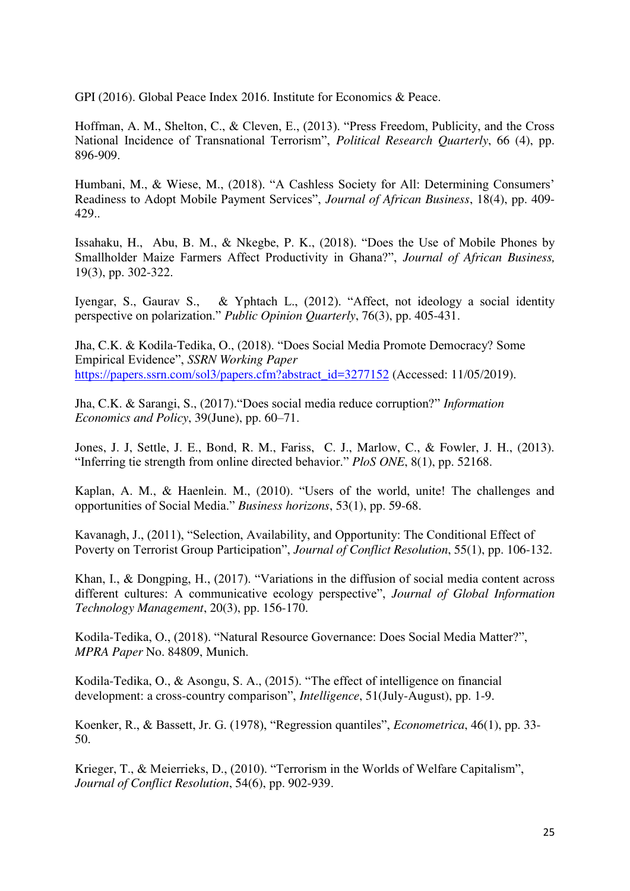GPI (2016). Global Peace Index 2016. Institute for Economics & Peace.

Hoffman, A. M., Shelton, C., & Cleven, E., (2013). "Press Freedom, Publicity, and the Cross National Incidence of Transnational Terrorism", *Political Research Quarterly*, 66 (4), pp. 896-909.

Humbani, M., & Wiese, M., (2018). "A Cashless Society for All: Determining Consumers' Readiness to Adopt Mobile Payment Services", *Journal of African Business*, 18(4), pp. 409-429..

Issahaku, H., Abu, B. M., & Nkegbe, P. K., (2018). "Does the Use of Mobile Phones by Smallholder Maize Farmers Affect Productivity in Ghana?", *Journal of African Business,* 19(3), pp. 302-322.

Iyengar, S., Gaurav S., & Yphtach L., (2012). "Affect, not ideology a social identity perspective on polarization." *Public Opinion Quarterly*, 76(3), pp. 405-431.

Jha, C.K. & Kodila-Tedika, O., (2018). "Does Social Media Promote Democracy? Some Empirical Evidence", *SSRN Working Paper* https://papers.ssrn.com/sol3/papers.cfm?abstract_id=3277152 (Accessed: 11/05/2019).

Jha, C.K. & Sarangi, S., (2017)."Does social media reduce corruption?" *Information Economics and Policy*, 39(June), pp. 60–71.

Jones, J. J, Settle, J. E., Bond, R. M., Fariss, C. J., Marlow, C., & Fowler, J. H., (2013). "Inferring tie strength from online directed behavior." *PloS ONE*, 8(1), pp. 52168.

Kaplan, A. M., & Haenlein. M., (2010). "Users of the world, unite! The challenges and opportunities of Social Media." *Business horizons*, 53(1), pp. 59-68.

Kavanagh, J., (2011), "Selection, Availability, and Opportunity: The Conditional Effect of Poverty on Terrorist Group Participation", *Journal of Conflict Resolution*, 55(1), pp. 106-132.

Khan, I., & Dongping, H., (2017). "Variations in the diffusion of social media content across different cultures: A communicative ecology perspective", *Journal of Global Information Technology Management*, 20(3), pp. 156-170.

Kodila-Tedika, O., (2018). "Natural Resource Governance: Does Social Media Matter?", *MPRA Paper* No. 84809, Munich.

Kodila-Tedika, O., & Asongu, S. A., (2015). "The effect of intelligence on financial development: a cross-country comparison", *Intelligence*, 51(July-August), pp. 1-9.

Koenker, R., & Bassett, Jr. G. (1978), "Regression quantiles", *Econometrica*, 46(1), pp. 33-50.

Krieger, T., & Meierrieks, D., (2010). "Terrorism in the Worlds of Welfare Capitalism", *Journal of Conflict Resolution*, 54(6), pp. 902-939.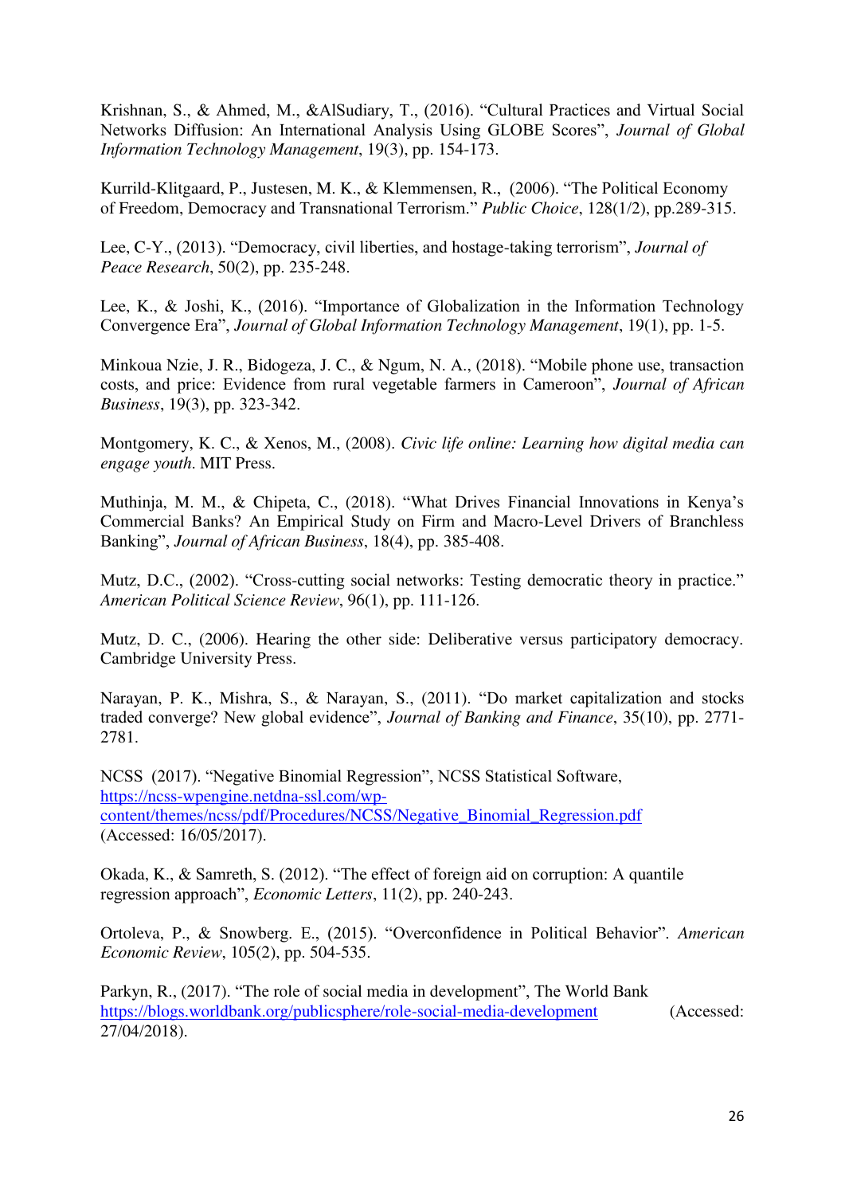Krishnan, S., & Ahmed, M., &AlSudiary, T., (2016). "Cultural Practices and Virtual Social Networks Diffusion: An International Analysis Using GLOBE Scores", *Journal of Global Information Technology Management*, 19(3), pp. 154-173.

Kurrild-Klitgaard, P., Justesen, M. K., & Klemmensen, R., (2006). "The Political Economy of Freedom, Democracy and Transnational Terrorism." *Public Choice*, 128(1/2), pp.289-315.

Lee, C-Y., (2013). "Democracy, civil liberties, and hostage-taking terrorism", *Journal of Peace Research*, 50(2), pp. 235-248.

Lee, K., & Joshi, K., (2016). "Importance of Globalization in the Information Technology Convergence Era", *Journal of Global Information Technology Management*, 19(1), pp. 1-5.

Minkoua Nzie, J. R., Bidogeza, J. C., & Ngum, N. A., (2018). "Mobile phone use, transaction costs, and price: Evidence from rural vegetable farmers in Cameroon", *Journal of African Business*, 19(3), pp. 323-342.

Montgomery, K. C., & Xenos, M., (2008). *Civic life online: Learning how digital media can engage youth*. MIT Press.

Muthinja, M. M., & Chipeta, C., (2018). "What Drives Financial Innovations in Kenya's Commercial Banks? An Empirical Study on Firm and Macro-Level Drivers of Branchless Banking", *Journal of African Business*, 18(4), pp. 385-408.

Mutz, D.C., (2002). "Cross-cutting social networks: Testing democratic theory in practice." *American Political Science Review*, 96(1), pp. 111-126.

Mutz, D. C., (2006). Hearing the other side: Deliberative versus participatory democracy. Cambridge University Press.

Narayan, P. K., Mishra, S., & Narayan, S., (2011). "Do market capitalization and stocks traded converge? New global evidence", *Journal of Banking and Finance*, 35(10), pp. 2771-2781.

NCSS (2017). "Negative Binomial Regression", NCSS Statistical Software, https://ncss-wpengine.netdna-ssl.com/wp-content/themes/ncss/pdf/Procedures/NCSS/Negative_Binomial_Regression.pdf (Accessed: 16/05/2017).

Okada, K., & Samreth, S. (2012). "The effect of foreign aid on corruption: A quantile regression approach", *Economic Letters*, 11(2), pp. 240-243.

Ortoleva, P., & Snowberg. E., (2015). "Overconfidence in Political Behavior". *American Economic Review*, 105(2), pp. 504-535.

Parkyn, R., (2017). "The role of social media in development", The World Bank https://blogs.worldbank.org/publicsphere/role-social-media-development (Accessed: 27/04/2018).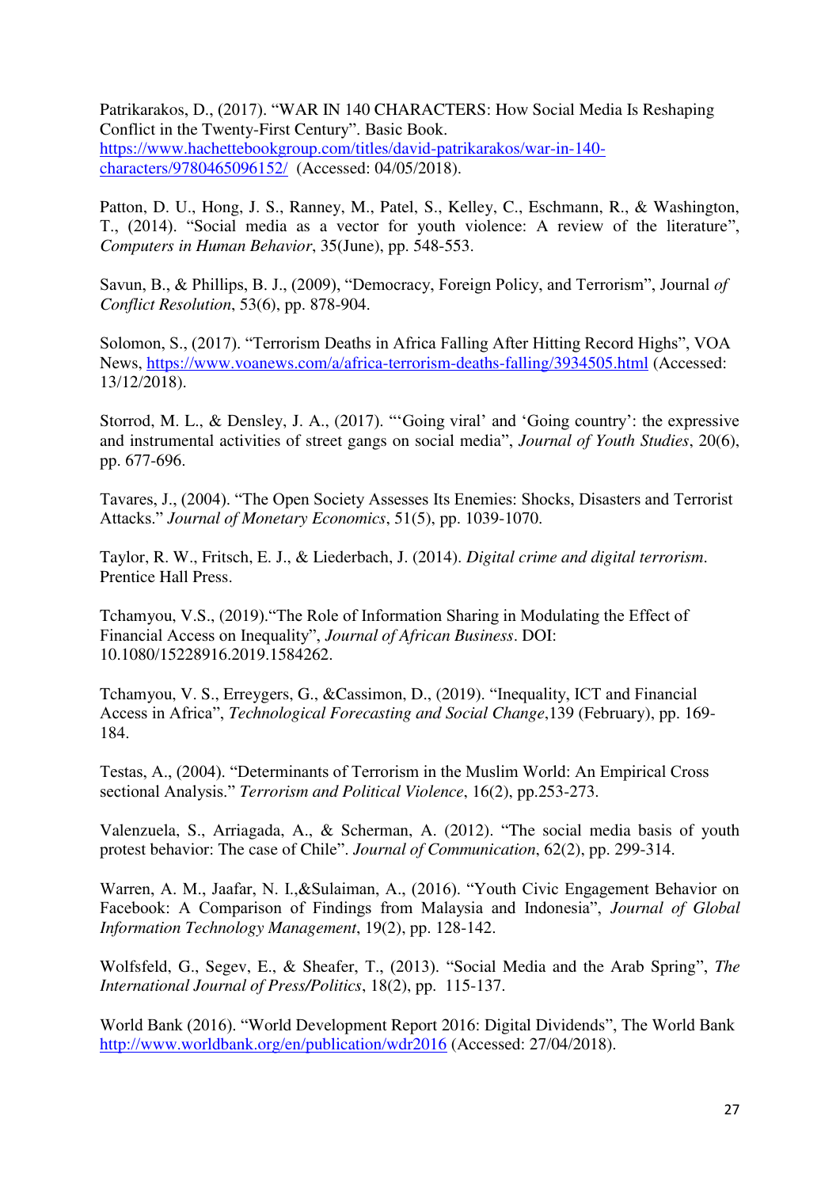Patrikarakos, D., (2017). "WAR IN 140 CHARACTERS: How Social Media Is Reshaping Conflict in the Twenty-First Century". Basic Book. https://www.hachettebookgroup.com/titles/david-patrikarakos/war-in-140-characters/9780465096152/ (Accessed: 04/05/2018).

Patton, D. U., Hong, J. S., Ranney, M., Patel, S., Kelley, C., Eschmann, R., & Washington, T., (2014). "Social media as a vector for youth violence: A review of the literature", *Computers in Human Behavior*, 35(June), pp. 548-553.

Savun, B., & Phillips, B. J., (2009), "Democracy, Foreign Policy, and Terrorism", Journal *of Conflict Resolution*, 53(6), pp. 878-904.

Solomon, S., (2017). "Terrorism Deaths in Africa Falling After Hitting Record Highs", VOA News, https://www.voanews.com/a/africa-terrorism-deaths-falling/3934505.html (Accessed: 13/12/2018).

Storrod, M. L., & Densley, J. A., (2017). "'Going viral' and 'Going country': the expressive and instrumental activities of street gangs on social media", *Journal of Youth Studies*, 20(6), pp. 677-696.

Tavares, J., (2004). "The Open Society Assesses Its Enemies: Shocks, Disasters and Terrorist Attacks." *Journal of Monetary Economics*, 51(5), pp. 1039-1070.

Taylor, R. W., Fritsch, E. J., & Liederbach, J. (2014). *Digital crime and digital terrorism*. Prentice Hall Press.

Tchamyou, V.S., (2019)."The Role of Information Sharing in Modulating the Effect of Financial Access on Inequality", *Journal of African Business*. DOI: 10.1080/15228916.2019.1584262.

Tchamyou, V. S., Erreygers, G., &Cassimon, D., (2019). "Inequality, ICT and Financial Access in Africa", *Technological Forecasting and Social Change*,139 (February), pp. 169-184.

Testas, A., (2004). "Determinants of Terrorism in the Muslim World: An Empirical Cross sectional Analysis." *Terrorism and Political Violence*, 16(2), pp.253-273.

Valenzuela, S., Arriagada, A., & Scherman, A. (2012). "The social media basis of youth protest behavior: The case of Chile". *Journal of Communication*, 62(2), pp. 299-314.

Warren, A. M., Jaafar, N. I.,&Sulaiman, A., (2016). "Youth Civic Engagement Behavior on Facebook: A Comparison of Findings from Malaysia and Indonesia", *Journal of Global Information Technology Management*, 19(2), pp. 128-142.

Wolfsfeld, G., Segev, E., & Sheafer, T., (2013). "Social Media and the Arab Spring", *The International Journal of Press/Politics*, 18(2), pp. 115-137.

World Bank (2016). "World Development Report 2016: Digital Dividends", The World Bank http://www.worldbank.org/en/publication/wdr2016 (Accessed: 27/04/2018).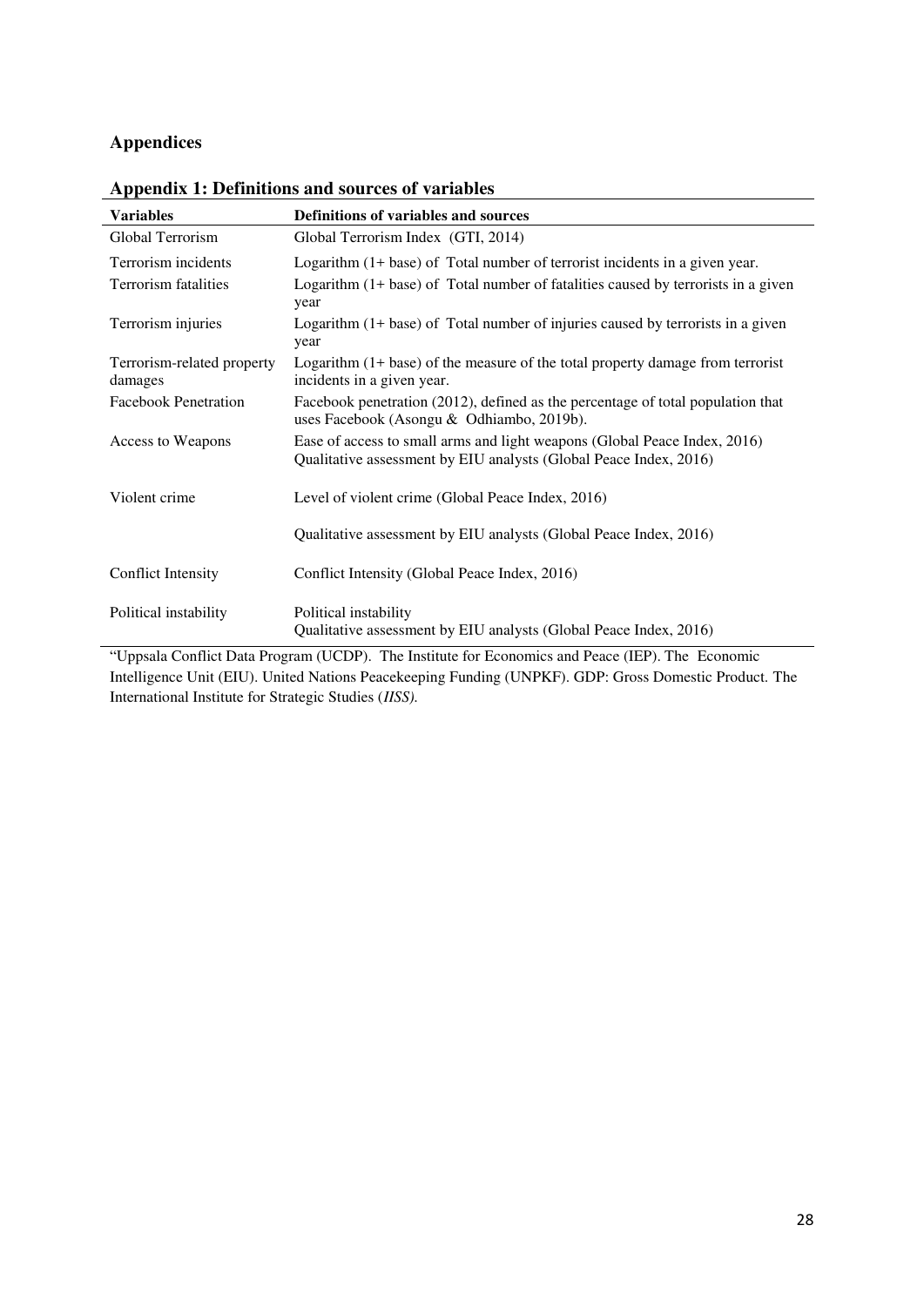# Appendices

## Appendix 1: Definitions and sources of variables

| Variables | Definitions of variables and sources |
|---|---|
| Global Terrorism | Global Terrorism Index (GTI, 2014) |
| Terrorism incidents | Logarithm (1+ base) of Total number of terrorist incidents in a given year. |
| Terrorism fatalities | Logarithm (1+ base) of Total number of fatalities caused by terrorists in a given year |
| Terrorism injuries | Logarithm (1+ base) of Total number of injuries caused by terrorists in a given year |
| Terrorism-related property damages | Logarithm (1+ base) of the measure of the total property damage from terrorist incidents in a given year. |
| Facebook Penetration | Facebook penetration (2012), defined as the percentage of total population that uses Facebook (Asongu & Odhiambo, 2019b). |
| Access to Weapons | Ease of access to small arms and light weapons (Global Peace Index, 2016) Qualitative assessment by EIU analysts (Global Peace Index, 2016) |
| Violent crime | Level of violent crime (Global Peace Index, 2016) Qualitative assessment by EIU analysts (Global Peace Index, 2016) |
| Conflict Intensity | Conflict Intensity (Global Peace Index, 2016) |
| Political instability | Political instability Qualitative assessment by EIU analysts (Global Peace Index, 2016) |

"Uppsala Conflict Data Program (UCDP). The Institute for Economics and Peace (IEP). The Economic Intelligence Unit (EIU). United Nations Peacekeeping Funding (UNPKF). GDP: Gross Domestic Product. The International Institute for Strategic Studies (*IISS).*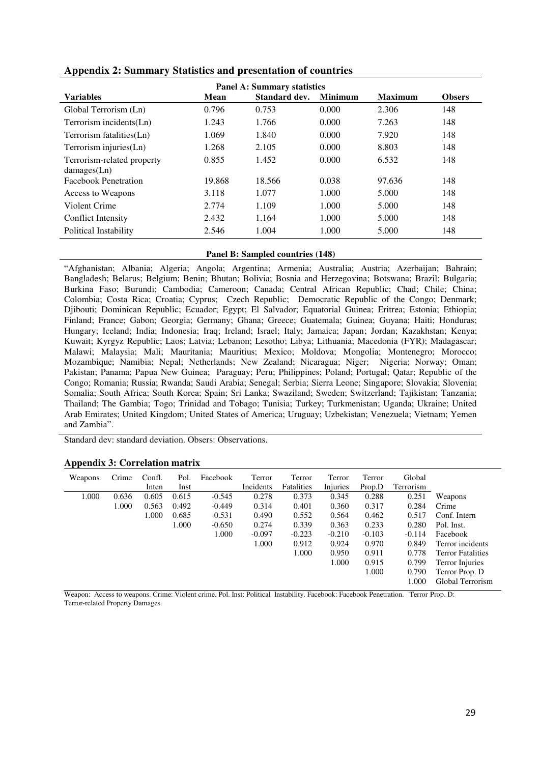## Appendix 2: Summary Statistics and presentation of countries

| Panel A: Summary statistics | | | | | |
|---|---|---|---|---|---|
| **Variables** | **Mean** | **Standard dev.** | **Minimum** | **Maximum** | **Obsers** |
| Global Terrorism (Ln) | 0.796 | 0.753 | 0.000 | 2.306 | 148 |
| Terrorism incidents(Ln) | 1.243 | 1.766 | 0.000 | 7.263 | 148 |
| Terrorism fatalities(Ln) | 1.069 | 1.840 | 0.000 | 7.920 | 148 |
| Terrorism injuries(Ln) | 1.268 | 2.105 | 0.000 | 8.803 | 148 |
| Terrorism-related property damages(Ln) | 0.855 | 1.452 | 0.000 | 6.532 | 148 |
| Facebook Penetration | 19.868 | 18.566 | 0.038 | 97.636 | 148 |
| Access to Weapons | 3.118 | 1.077 | 1.000 | 5.000 | 148 |
| Violent Crime | 2.774 | 1.109 | 1.000 | 5.000 | 148 |
| Conflict Intensity | 2.432 | 1.164 | 1.000 | 5.000 | 148 |
| Political Instability | 2.546 | 1.004 | 1.000 | 5.000 | 148 |

**Panel B: Sampled countries (148)**

"Afghanistan; Albania; Algeria; Angola; Argentina; Armenia; Australia; Austria; Azerbaijan; Bahrain; Bangladesh; Belarus; Belgium; Benin; Bhutan; Bolivia; Bosnia and Herzegovina; Botswana; Brazil; Bulgaria; Burkina Faso; Burundi; Cambodia; Cameroon; Canada; Central African Republic; Chad; Chile; China; Colombia; Costa Rica; Croatia; Cyprus; Czech Republic; Democratic Republic of the Congo; Denmark; Djibouti; Dominican Republic; Ecuador; Egypt; El Salvador; Equatorial Guinea; Eritrea; Estonia; Ethiopia; Finland; France; Gabon; Georgia; Germany; Ghana; Greece; Guatemala; Guinea; Guyana; Haiti; Honduras; Hungary; Iceland; India; Indonesia; Iraq; Ireland; Israel; Italy; Jamaica; Japan; Jordan; Kazakhstan; Kenya; Kuwait; Kyrgyz Republic; Laos; Latvia; Lebanon; Lesotho; Libya; Lithuania; Macedonia (FYR); Madagascar; Malawi; Malaysia; Mali; Mauritania; Mauritius; Mexico; Moldova; Mongolia; Montenegro; Morocco; Mozambique; Namibia; Nepal; Netherlands; New Zealand; Nicaragua; Niger; Nigeria; Norway; Oman; Pakistan; Panama; Papua New Guinea; Paraguay; Peru; Philippines; Poland; Portugal; Qatar; Republic of the Congo; Romania; Russia; Rwanda; Saudi Arabia; Senegal; Serbia; Sierra Leone; Singapore; Slovakia; Slovenia; Somalia; South Africa; South Korea; Spain; Sri Lanka; Swaziland; Sweden; Switzerland; Tajikistan; Tanzania; Thailand; The Gambia; Togo; Trinidad and Tobago; Tunisia; Turkey; Turkmenistan; Uganda; Ukraine; United Arab Emirates; United Kingdom; United States of America; Uruguay; Uzbekistan; Venezuela; Vietnam; Yemen and Zambia".

Standard dev: standard deviation. Obsers: Observations.

## Appendix 3: Correlation matrix

| Weapons | Crime | Confl. Inten | Pol. Inst | Facebook | Terror Incidents | Terror Fatalities | Terror Injuries | Terror Prop.D | Global Terrorism | |
|---|---|---|---|---|---|---|---|---|---|---|
| 1.000 | 0.636 | 0.605 | 0.615 | -0.545 | 0.278 | 0.373 | 0.345 | 0.288 | 0.251 | Weapons |
| | 1.000 | 0.563 | 0.492 | -0.449 | 0.314 | 0.401 | 0.360 | 0.317 | 0.284 | Crime |
| | | 1.000 | 0.685 | -0.531 | 0.490 | 0.552 | 0.564 | 0.462 | 0.517 | Conf. Intern |
| | | | 1.000 | -0.650 | 0.274 | 0.339 | 0.363 | 0.233 | 0.280 | Pol. Inst. |
| | | | | 1.000 | -0.097 | -0.223 | -0.210 | -0.103 | -0.114 | Facebook |
| | | | | | 1.000 | 0.912 | 0.924 | 0.970 | 0.849 | Terror incidents |
| | | | | | | 1.000 | 0.950 | 0.911 | 0.778 | Terror Fatalities |
| | | | | | | | 1.000 | 0.915 | 0.799 | Terror Injuries |
| | | | | | | | | 1.000 | 0.790 | Terror Prop. D |
| | | | | | | | | | 1.000 | Global Terrorism |

Weapon: Access to weapons. Crime: Violent crime. Pol. Inst: Political Instability. Facebook: Facebook Penetration. Terror Prop. D: Terror-related Property Damages.